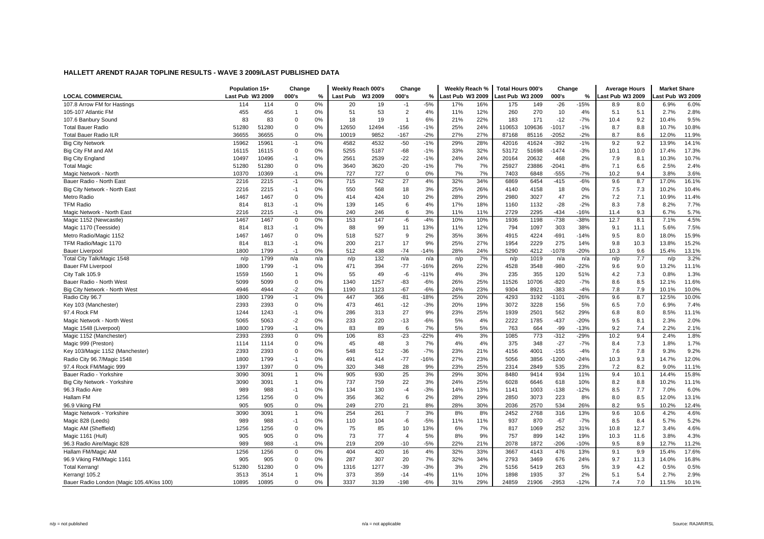## HALLETT ARENDT RAJAR TOPLINE RESULTS - WAVE 3 2009/LAST PUBLISHED DATA

| LOCAL COMMERCIAL | Population 15+ | | Change | | Weekly Reach 000's | | Change | | Weekly Reach % | | Total Hours 000's | | Change | | Average Hours | | Market Share | |
|---|---|---|---|---|---|---|---|---|---|---|---|---|---|---|---|---|---|---|
| | Last Pub | W3 2009 | 000's | % | Last Pub | W3 2009 | 000's | % | Last Pub | W3 2009 | Last Pub | W3 2009 | 000's | % | Last Pub | W3 2009 | Last Pub | W3 2009 |
| 107.8 Arrow FM for Hastings | 114 | 114 | 0 | 0% | 20 | 19 | -1 | -5% | 17% | 16% | 175 | 149 | -26 | -15% | 8.9 | 8.0 | 6.9% | 6.0% |
| 105-107 Atlantic FM | 455 | 456 | 1 | 0% | 51 | 53 | 2 | 4% | 11% | 12% | 260 | 270 | 10 | 4% | 5.1 | 5.1 | 2.7% | 2.8% |
| 107.6 Banbury Sound | 83 | 83 | 0 | 0% | 18 | 19 | 1 | 6% | 21% | 22% | 183 | 171 | -12 | -7% | 10.4 | 9.2 | 10.4% | 9.5% |
| Total Bauer Radio | 51280 | 51280 | 0 | 0% | 12650 | 12494 | -156 | -1% | 25% | 24% | 110653 | 109636 | -1017 | -1% | 8.7 | 8.8 | 10.7% | 10.8% |
| Total Bauer Radio ILR | 36655 | 36655 | 0 | 0% | 10019 | 9852 | -167 | -2% | 27% | 27% | 87168 | 85116 | -2052 | -2% | 8.7 | 8.6 | 12.0% | 11.9% |
| Big City Network | 15962 | 15961 | -1 | 0% | 4582 | 4532 | -50 | -1% | 29% | 28% | 42016 | 41624 | -392 | -1% | 9.2 | 9.2 | 13.9% | 14.1% |
| Big City FM and AM | 16115 | 16115 | 0 | 0% | 5255 | 5187 | -68 | -1% | 33% | 32% | 53172 | 51698 | -1474 | -3% | 10.1 | 10.0 | 17.4% | 17.3% |
| Big City England | 10497 | 10496 | -1 | 0% | 2561 | 2539 | -22 | -1% | 24% | 24% | 20164 | 20632 | 468 | 2% | 7.9 | 8.1 | 10.3% | 10.7% |
| Total Magic | 51280 | 51280 | 0 | 0% | 3640 | 3620 | -20 | -1% | 7% | 7% | 25927 | 23886 | -2041 | -8% | 7.1 | 6.6 | 2.5% | 2.4% |
| Magic Network - North | 10370 | 10369 | -1 | 0% | 727 | 727 | 0 | 0% | 7% | 7% | 7403 | 6848 | -555 | -7% | 10.2 | 9.4 | 3.8% | 3.6% |
| Bauer Radio - North East | 2216 | 2215 | -1 | 0% | 715 | 742 | 27 | 4% | 32% | 34% | 6869 | 6454 | -415 | -6% | 9.6 | 8.7 | 17.0% | 16.1% |
| Big City Network - North East | 2216 | 2215 | -1 | 0% | 550 | 568 | 18 | 3% | 25% | 26% | 4140 | 4158 | 18 | 0% | 7.5 | 7.3 | 10.2% | 10.4% |
| Metro Radio | 1467 | 1467 | 0 | 0% | 414 | 424 | 10 | 2% | 28% | 29% | 2980 | 3027 | 47 | 2% | 7.2 | 7.1 | 10.9% | 11.4% |
| TFM Radio | 814 | 813 | -1 | 0% | 139 | 145 | 6 | 4% | 17% | 18% | 1160 | 1132 | -28 | -2% | 8.3 | 7.8 | 8.2% | 7.7% |
| Magic Network - North East | 2216 | 2215 | -1 | 0% | 240 | 246 | 6 | 3% | 11% | 11% | 2729 | 2295 | -434 | -16% | 11.4 | 9.3 | 6.7% | 5.7% |
| Magic 1152 (Newcastle) | 1467 | 1467 | 0 | 0% | 153 | 147 | -6 | -4% | 10% | 10% | 1936 | 1198 | -738 | -38% | 12.7 | 8.1 | 7.1% | 4.5% |
| Magic 1170 (Teesside) | 814 | 813 | -1 | 0% | 88 | 99 | 11 | 13% | 11% | 12% | 794 | 1097 | 303 | 38% | 9.1 | 11.1 | 5.6% | 7.5% |
| Metro Radio/Magic 1152 | 1467 | 1467 | 0 | 0% | 518 | 527 | 9 | 2% | 35% | 36% | 4915 | 4224 | -691 | -14% | 9.5 | 8.0 | 18.0% | 15.9% |
| TFM Radio/Magic 1170 | 814 | 813 | -1 | 0% | 200 | 217 | 17 | 9% | 25% | 27% | 1954 | 2229 | 275 | 14% | 9.8 | 10.3 | 13.8% | 15.2% |
| Bauer Liverpool | 1800 | 1799 | -1 | 0% | 512 | 438 | -74 | -14% | 28% | 24% | 5290 | 4212 | -1078 | -20% | 10.3 | 9.6 | 15.4% | 13.1% |
| Total City Talk/Magic 1548 | n/p | 1799 | n/a | n/a | n/p | 132 | n/a | n/a | n/p | 7% | n/p | 1019 | n/a | n/a | n/p | 7.7 | n/p | 3.2% |
| Bauer FM Liverpool | 1800 | 1799 | -1 | 0% | 471 | 394 | -77 | -16% | 26% | 22% | 4528 | 3548 | -980 | -22% | 9.6 | 9.0 | 13.2% | 11.1% |
| City Talk 105.9 | 1559 | 1560 | 1 | 0% | 55 | 49 | -6 | -11% | 4% | 3% | 235 | 355 | 120 | 51% | 4.2 | 7.3 | 0.8% | 1.3% |
| Bauer Radio - North West | 5099 | 5099 | 0 | 0% | 1340 | 1257 | -83 | -6% | 26% | 25% | 11526 | 10706 | -820 | -7% | 8.6 | 8.5 | 12.1% | 11.6% |
| Big City Network - North West | 4946 | 4944 | -2 | 0% | 1190 | 1123 | -67 | -6% | 24% | 23% | 9304 | 8921 | -383 | -4% | 7.8 | 7.9 | 10.1% | 10.0% |
| Radio City 96.7 | 1800 | 1799 | -1 | 0% | 447 | 366 | -81 | -18% | 25% | 20% | 4293 | 3192 | -1101 | -26% | 9.6 | 8.7 | 12.5% | 10.0% |
| Key 103 (Manchester) | 2393 | 2393 | 0 | 0% | 473 | 461 | -12 | -3% | 20% | 19% | 3072 | 3228 | 156 | 5% | 6.5 | 7.0 | 6.9% | 7.4% |
| 97.4 Rock FM | 1244 | 1243 | -1 | 0% | 286 | 313 | 27 | 9% | 23% | 25% | 1939 | 2501 | 562 | 29% | 6.8 | 8.0 | 8.5% | 11.1% |
| Magic Network - North West | 5065 | 5063 | -2 | 0% | 233 | 220 | -13 | -6% | 5% | 4% | 2222 | 1785 | -437 | -20% | 9.5 | 8.1 | 2.3% | 2.0% |
| Magic 1548 (Liverpool) | 1800 | 1799 | -1 | 0% | 83 | 89 | 6 | 7% | 5% | 5% | 763 | 664 | -99 | -13% | 9.2 | 7.4 | 2.2% | 2.1% |
| Magic 1152 (Manchester) | 2393 | 2393 | 0 | 0% | 106 | 83 | -23 | -22% | 4% | 3% | 1085 | 773 | -312 | -29% | 10.2 | 9.4 | 2.4% | 1.8% |
| Magic 999 (Preston) | 1114 | 1114 | 0 | 0% | 45 | 48 | 3 | 7% | 4% | 4% | 375 | 348 | -27 | -7% | 8.4 | 7.3 | 1.8% | 1.7% |
| Key 103/Magic 1152 (Manchester) | 2393 | 2393 | 0 | 0% | 548 | 512 | -36 | -7% | 23% | 21% | 4156 | 4001 | -155 | -4% | 7.6 | 7.8 | 9.3% | 9.2% |
| Radio City 96.7/Magic 1548 | 1800 | 1799 | -1 | 0% | 491 | 414 | -77 | -16% | 27% | 23% | 5056 | 3856 | -1200 | -24% | 10.3 | 9.3 | 14.7% | 12.0% |
| 97.4 Rock FM/Magic 999 | 1397 | 1397 | 0 | 0% | 320 | 348 | 28 | 9% | 23% | 25% | 2314 | 2849 | 535 | 23% | 7.2 | 8.2 | 9.0% | 11.1% |
| Bauer Radio - Yorkshire | 3090 | 3091 | 1 | 0% | 905 | 930 | 25 | 3% | 29% | 30% | 8480 | 9414 | 934 | 11% | 9.4 | 10.1 | 14.4% | 15.8% |
| Big City Network - Yorkshire | 3090 | 3091 | 1 | 0% | 737 | 759 | 22 | 3% | 24% | 25% | 6028 | 6646 | 618 | 10% | 8.2 | 8.8 | 10.2% | 11.1% |
| 96.3 Radio Aire | 989 | 988 | -1 | 0% | 134 | 130 | -4 | -3% | 14% | 13% | 1141 | 1003 | -138 | -12% | 8.5 | 7.7 | 7.0% | 6.0% |
| Hallam FM | 1256 | 1256 | 0 | 0% | 356 | 362 | 6 | 2% | 28% | 29% | 2850 | 3073 | 223 | 8% | 8.0 | 8.5 | 12.0% | 13.1% |
| 96.9 Viking FM | 905 | 905 | 0 | 0% | 249 | 270 | 21 | 8% | 28% | 30% | 2036 | 2570 | 534 | 26% | 8.2 | 9.5 | 10.2% | 12.4% |
| Magic Network - Yorkshire | 3090 | 3091 | 1 | 0% | 254 | 261 | 7 | 3% | 8% | 8% | 2452 | 2768 | 316 | 13% | 9.6 | 10.6 | 4.2% | 4.6% |
| Magic 828 (Leeds) | 989 | 988 | -1 | 0% | 110 | 104 | -6 | -5% | 11% | 11% | 937 | 870 | -67 | -7% | 8.5 | 8.4 | 5.7% | 5.2% |
| Magic AM (Sheffield) | 1256 | 1256 | 0 | 0% | 75 | 85 | 10 | 13% | 6% | 7% | 817 | 1069 | 252 | 31% | 10.8 | 12.7 | 3.4% | 4.6% |
| Magic 1161 (Hull) | 905 | 905 | 0 | 0% | 73 | 77 | 4 | 5% | 8% | 9% | 757 | 899 | 142 | 19% | 10.3 | 11.6 | 3.8% | 4.3% |
| 96.3 Radio Aire/Magic 828 | 989 | 988 | -1 | 0% | 219 | 209 | -10 | -5% | 22% | 21% | 2078 | 1872 | -206 | -10% | 9.5 | 8.9 | 12.7% | 11.2% |
| Hallam FM/Magic AM | 1256 | 1256 | 0 | 0% | 404 | 420 | 16 | 4% | 32% | 33% | 3667 | 4143 | 476 | 13% | 9.1 | 9.9 | 15.4% | 17.6% |
| 96.9 Viking FM/Magic 1161 | 905 | 905 | 0 | 0% | 287 | 307 | 20 | 7% | 32% | 34% | 2793 | 3469 | 676 | 24% | 9.7 | 11.3 | 14.0% | 16.8% |
| Total Kerrang! | 51280 | 51280 | 0 | 0% | 1316 | 1277 | -39 | -3% | 3% | 2% | 5156 | 5419 | 263 | 5% | 3.9 | 4.2 | 0.5% | 0.5% |
| Kerrang! 105.2 | 3513 | 3514 | 1 | 0% | 373 | 359 | -14 | -4% | 11% | 10% | 1898 | 1935 | 37 | 2% | 5.1 | 5.4 | 2.7% | 2.9% |
| Bauer Radio London (Magic 105.4/Kiss 100) | 10895 | 10895 | 0 | 0% | 3337 | 3139 | -198 | -6% | 31% | 29% | 24859 | 21906 | -2953 | -12% | 7.4 | 7.0 | 11.5% | 10.1% |

n/p = not published    n/a = not applicable    Source: RAJAR/RSL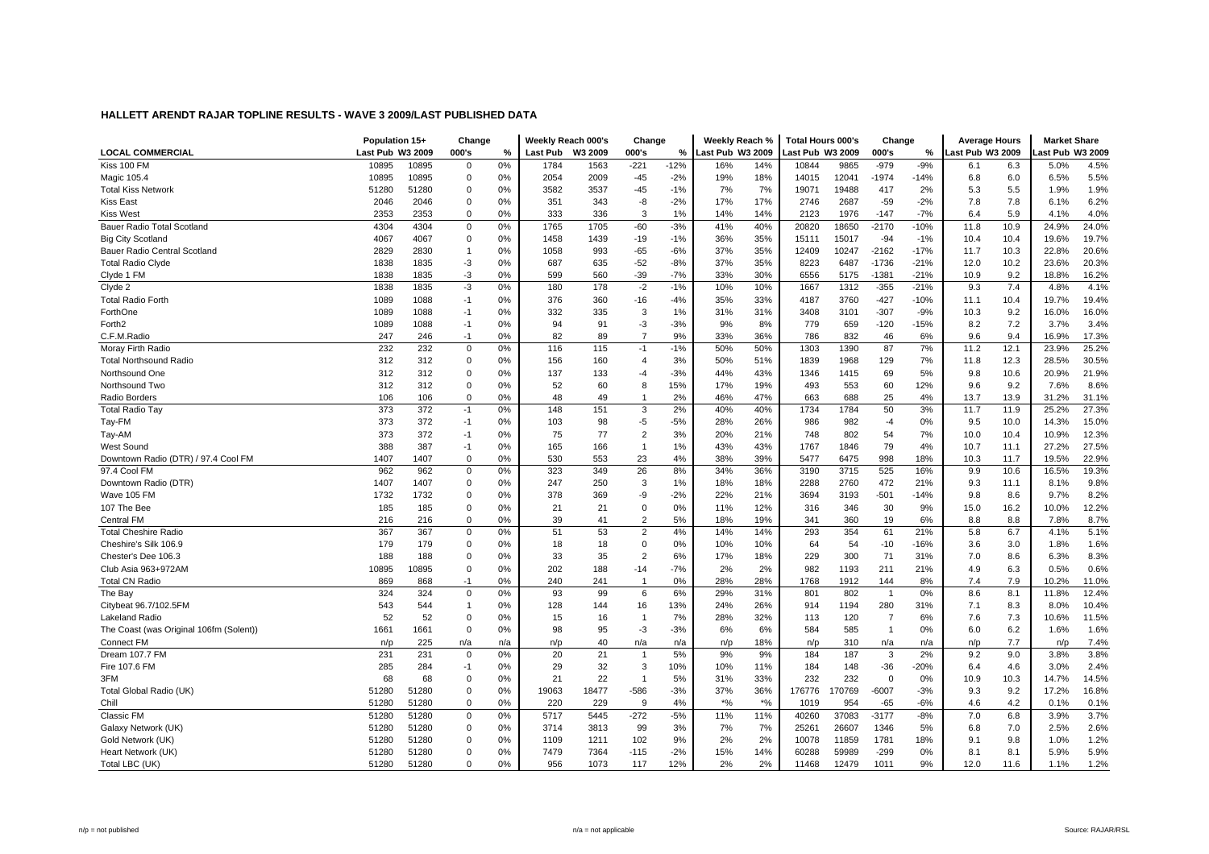**HALLETT ARENDT RAJAR TOPLINE RESULTS - WAVE 3 2009/LAST PUBLISHED DATA**

| LOCAL COMMERCIAL | Population 15+ | | Change | | Weekly Reach 000's | | Change | | Weekly Reach % | | Total Hours 000's | | Change | | Average Hours | | Market Share | |
|---|---|---|---|---|---|---|---|---|---|---|---|---|---|---|---|---|---|---|
| | Last Pub | W3 2009 | 000's | % | Last Pub | W3 2009 | 000's | % | Last Pub | W3 2009 | Last Pub | W3 2009 | 000's | % | Last Pub | W3 2009 | Last Pub | W3 2009 |
| Kiss 100 FM | 10895 | 10895 | 0 | 0% | 1784 | 1563 | -221 | -12% | 16% | 14% | 10844 | 9865 | -979 | -9% | 6.1 | 6.3 | 5.0% | 4.5% |
| Magic 105.4 | 10895 | 10895 | 0 | 0% | 2054 | 2009 | -45 | -2% | 19% | 18% | 14015 | 12041 | -1974 | -14% | 6.8 | 6.0 | 6.5% | 5.5% |
| Total Kiss Network | 51280 | 51280 | 0 | 0% | 3582 | 3537 | -45 | -1% | 7% | 7% | 19071 | 19488 | 417 | 2% | 5.3 | 5.5 | 1.9% | 1.9% |
| Kiss East | 2046 | 2046 | 0 | 0% | 351 | 343 | -8 | -2% | 17% | 17% | 2746 | 2687 | -59 | -2% | 7.8 | 7.8 | 6.1% | 6.2% |
| Kiss West | 2353 | 2353 | 0 | 0% | 333 | 336 | 3 | 1% | 14% | 14% | 2123 | 1976 | -147 | -7% | 6.4 | 5.9 | 4.1% | 4.0% |
| Bauer Radio Total Scotland | 4304 | 4304 | 0 | 0% | 1765 | 1705 | -60 | -3% | 41% | 40% | 20820 | 18650 | -2170 | -10% | 11.8 | 10.9 | 24.9% | 24.0% |
| Big City Scotland | 4067 | 4067 | 0 | 0% | 1458 | 1439 | -19 | -1% | 36% | 35% | 15111 | 15017 | -94 | -1% | 10.4 | 10.4 | 19.6% | 19.7% |
| Bauer Radio Central Scotland | 2829 | 2830 | 1 | 0% | 1058 | 993 | -65 | -6% | 37% | 35% | 12409 | 10247 | -2162 | -17% | 11.7 | 10.3 | 22.8% | 20.6% |
| Total Radio Clyde | 1838 | 1835 | -3 | 0% | 687 | 635 | -52 | -8% | 37% | 35% | 8223 | 6487 | -1736 | -21% | 12.0 | 10.2 | 23.6% | 20.3% |
| Clyde 1 FM | 1838 | 1835 | -3 | 0% | 599 | 560 | -39 | -7% | 33% | 30% | 6556 | 5175 | -1381 | -21% | 10.9 | 9.2 | 18.8% | 16.2% |
| Clyde 2 | 1838 | 1835 | -3 | 0% | 180 | 178 | -2 | -1% | 10% | 10% | 1667 | 1312 | -355 | -21% | 9.3 | 7.4 | 4.8% | 4.1% |
| Total Radio Forth | 1089 | 1088 | -1 | 0% | 376 | 360 | -16 | -4% | 35% | 33% | 4187 | 3760 | -427 | -10% | 11.1 | 10.4 | 19.7% | 19.4% |
| ForthOne | 1089 | 1088 | -1 | 0% | 332 | 335 | 3 | 1% | 31% | 31% | 3408 | 3101 | -307 | -9% | 10.3 | 9.2 | 16.0% | 16.0% |
| Forth2 | 1089 | 1088 | -1 | 0% | 94 | 91 | -3 | -3% | 9% | 8% | 779 | 659 | -120 | -15% | 8.2 | 7.2 | 3.7% | 3.4% |
| C.F.M.Radio | 247 | 246 | -1 | 0% | 82 | 89 | 7 | 9% | 33% | 36% | 786 | 832 | 46 | 6% | 9.6 | 9.4 | 16.9% | 17.3% |
| Moray Firth Radio | 232 | 232 | 0 | 0% | 116 | 115 | -1 | -1% | 50% | 50% | 1303 | 1390 | 87 | 7% | 11.2 | 12.1 | 23.9% | 25.2% |
| Total Northsound Radio | 312 | 312 | 0 | 0% | 156 | 160 | 4 | 3% | 50% | 51% | 1839 | 1968 | 129 | 7% | 11.8 | 12.3 | 28.5% | 30.5% |
| Northsound One | 312 | 312 | 0 | 0% | 137 | 133 | -4 | -3% | 44% | 43% | 1346 | 1415 | 69 | 5% | 9.8 | 10.6 | 20.9% | 21.9% |
| Northsound Two | 312 | 312 | 0 | 0% | 52 | 60 | 8 | 15% | 17% | 19% | 493 | 553 | 60 | 12% | 9.6 | 9.2 | 7.6% | 8.6% |
| Radio Borders | 106 | 106 | 0 | 0% | 48 | 49 | 1 | 2% | 46% | 47% | 663 | 688 | 25 | 4% | 13.7 | 13.9 | 31.2% | 31.1% |
| Total Radio Tay | 373 | 372 | -1 | 0% | 148 | 151 | 3 | 2% | 40% | 40% | 1734 | 1784 | 50 | 3% | 11.7 | 11.9 | 25.2% | 27.3% |
| Tay-FM | 373 | 372 | -1 | 0% | 103 | 98 | -5 | -5% | 28% | 26% | 986 | 982 | -4 | 0% | 9.5 | 10.0 | 14.3% | 15.0% |
| Tay-AM | 373 | 372 | -1 | 0% | 75 | 77 | 2 | 3% | 20% | 21% | 748 | 802 | 54 | 7% | 10.0 | 10.4 | 10.9% | 12.3% |
| West Sound | 388 | 387 | -1 | 0% | 165 | 166 | 1 | 1% | 43% | 43% | 1767 | 1846 | 79 | 4% | 10.7 | 11.1 | 27.2% | 27.5% |
| Downtown Radio (DTR) / 97.4 Cool FM | 1407 | 1407 | 0 | 0% | 530 | 553 | 23 | 4% | 38% | 39% | 5477 | 6475 | 998 | 18% | 10.3 | 11.7 | 19.5% | 22.9% |
| 97.4 Cool FM | 962 | 962 | 0 | 0% | 323 | 349 | 26 | 8% | 34% | 36% | 3190 | 3715 | 525 | 16% | 9.9 | 10.6 | 16.5% | 19.3% |
| Downtown Radio (DTR) | 1407 | 1407 | 0 | 0% | 247 | 250 | 3 | 1% | 18% | 18% | 2288 | 2760 | 472 | 21% | 9.3 | 11.1 | 8.1% | 9.8% |
| Wave 105 FM | 1732 | 1732 | 0 | 0% | 378 | 369 | -9 | -2% | 22% | 21% | 3694 | 3193 | -501 | -14% | 9.8 | 8.6 | 9.7% | 8.2% |
| 107 The Bee | 185 | 185 | 0 | 0% | 21 | 21 | 0 | 0% | 11% | 12% | 316 | 346 | 30 | 9% | 15.0 | 16.2 | 10.0% | 12.2% |
| Central FM | 216 | 216 | 0 | 0% | 39 | 41 | 2 | 5% | 18% | 19% | 341 | 360 | 19 | 6% | 8.8 | 8.8 | 7.8% | 8.7% |
| Total Cheshire Radio | 367 | 367 | 0 | 0% | 51 | 53 | 2 | 4% | 14% | 14% | 293 | 354 | 61 | 21% | 5.8 | 6.7 | 4.1% | 5.1% |
| Cheshire's Silk 106.9 | 179 | 179 | 0 | 0% | 18 | 18 | 0 | 0% | 10% | 10% | 64 | 54 | -10 | -16% | 3.6 | 3.0 | 1.8% | 1.6% |
| Chester's Dee 106.3 | 188 | 188 | 0 | 0% | 33 | 35 | 2 | 6% | 17% | 18% | 229 | 300 | 71 | 31% | 7.0 | 8.6 | 6.3% | 8.3% |
| Club Asia 963+972AM | 10895 | 10895 | 0 | 0% | 202 | 188 | -14 | -7% | 2% | 2% | 982 | 1193 | 211 | 21% | 4.9 | 6.3 | 0.5% | 0.6% |
| Total CN Radio | 869 | 868 | -1 | 0% | 240 | 241 | 1 | 0% | 28% | 28% | 1768 | 1912 | 144 | 8% | 7.4 | 7.9 | 10.2% | 11.0% |
| The Bay | 324 | 324 | 0 | 0% | 93 | 99 | 6 | 6% | 29% | 31% | 801 | 802 | 1 | 0% | 8.6 | 8.1 | 11.8% | 12.4% |
| Citybeat 96.7/102.5FM | 543 | 544 | 1 | 0% | 128 | 144 | 16 | 13% | 24% | 26% | 914 | 1194 | 280 | 31% | 7.1 | 8.3 | 8.0% | 10.4% |
| Lakeland Radio | 52 | 52 | 0 | 0% | 15 | 16 | 1 | 7% | 28% | 32% | 113 | 120 | 7 | 6% | 7.6 | 7.3 | 10.6% | 11.5% |
| The Coast (was Original 106fm (Solent)) | 1661 | 1661 | 0 | 0% | 98 | 95 | -3 | -3% | 6% | 6% | 584 | 585 | 1 | 0% | 6.0 | 6.2 | 1.6% | 1.6% |
| Connect FM | n/p | 225 | n/a | n/a | n/p | 40 | n/a | n/a | n/p | 18% | n/p | 310 | n/a | n/a | n/p | 7.7 | n/p | 7.4% |
| Dream 107.7 FM | 231 | 231 | 0 | 0% | 20 | 21 | 1 | 5% | 9% | 9% | 184 | 187 | 3 | 2% | 9.2 | 9.0 | 3.8% | 3.8% |
| Fire 107.6 FM | 285 | 284 | -1 | 0% | 29 | 32 | 3 | 10% | 10% | 11% | 184 | 148 | -36 | -20% | 6.4 | 4.6 | 3.0% | 2.4% |
| 3FM | 68 | 68 | 0 | 0% | 21 | 22 | 1 | 5% | 31% | 33% | 232 | 232 | 0 | 0% | 10.9 | 10.3 | 14.7% | 14.5% |
| Total Global Radio (UK) | 51280 | 51280 | 0 | 0% | 19063 | 18477 | -586 | -3% | 37% | 36% | 176776 | 170769 | -6007 | -3% | 9.3 | 9.2 | 17.2% | 16.8% |
| Chill | 51280 | 51280 | 0 | 0% | 220 | 229 | 9 | 4% | *% | *% | 1019 | 954 | -65 | -6% | 4.6 | 4.2 | 0.1% | 0.1% |
| Classic FM | 51280 | 51280 | 0 | 0% | 5717 | 5445 | -272 | -5% | 11% | 11% | 40260 | 37083 | -3177 | -8% | 7.0 | 6.8 | 3.9% | 3.7% |
| Galaxy Network (UK) | 51280 | 51280 | 0 | 0% | 3714 | 3813 | 99 | 3% | 7% | 7% | 25261 | 26607 | 1346 | 5% | 6.8 | 7.0 | 2.5% | 2.6% |
| Gold Network (UK) | 51280 | 51280 | 0 | 0% | 1109 | 1211 | 102 | 9% | 2% | 2% | 10078 | 11859 | 1781 | 18% | 9.1 | 9.8 | 1.0% | 1.2% |
| Heart Network (UK) | 51280 | 51280 | 0 | 0% | 7479 | 7364 | -115 | -2% | 15% | 14% | 60288 | 59989 | -299 | 0% | 8.1 | 8.1 | 5.9% | 5.9% |
| Total LBC (UK) | 51280 | 51280 | 0 | 0% | 956 | 1073 | 117 | 12% | 2% | 2% | 11468 | 12479 | 1011 | 9% | 12.0 | 11.6 | 1.1% | 1.2% |

n/p = not published    n/a = not applicable    Source: RAJAR/RSL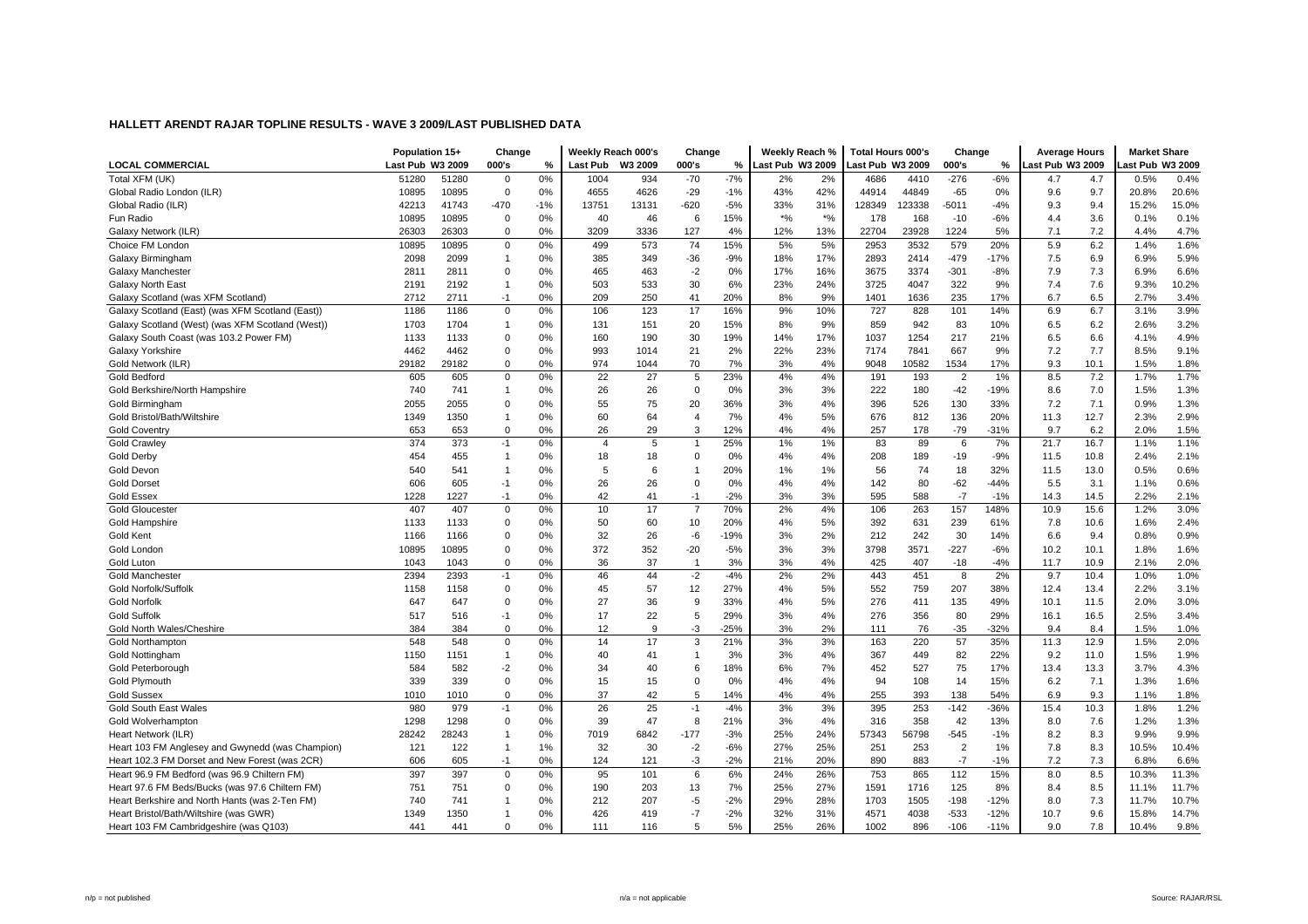## HALLETT ARENDT RAJAR TOPLINE RESULTS - WAVE 3 2009/LAST PUBLISHED DATA

| | Population 15+ | | Change | | Weekly Reach 000's | | Change | | Weekly Reach % | | Total Hours 000's | | Change | | Average Hours | | Market Share | |
|---|---|---|---|---|---|---|---|---|---|---|---|---|---|---|---|---|---|---|
| LOCAL COMMERCIAL | Last Pub | W3 2009 | 000's | % | Last Pub | W3 2009 | 000's | % | Last Pub | W3 2009 | Last Pub | W3 2009 | 000's | % | Last Pub | W3 2009 | Last Pub | W3 2009 |
| Total XFM (UK) | 51280 | 51280 | 0 | 0% | 1004 | 934 | -70 | -7% | 2% | 2% | 4686 | 4410 | -276 | -6% | 4.7 | 4.7 | 0.5% | 0.4% |
| Global Radio London (ILR) | 10895 | 10895 | 0 | 0% | 4655 | 4626 | -29 | -1% | 43% | 42% | 44914 | 44849 | -65 | 0% | 9.6 | 9.7 | 20.8% | 20.6% |
| Global Radio (ILR) | 42213 | 41743 | -470 | -1% | 13751 | 13131 | -620 | -5% | 33% | 31% | 128349 | 123338 | -5011 | -4% | 9.3 | 9.4 | 15.2% | 15.0% |
| Fun Radio | 10895 | 10895 | 0 | 0% | 40 | 46 | 6 | 15% | *% | *% | 178 | 168 | -10 | -6% | 4.4 | 3.6 | 0.1% | 0.1% |
| Galaxy Network (ILR) | 26303 | 26303 | 0 | 0% | 3209 | 3336 | 127 | 4% | 12% | 13% | 22704 | 23928 | 1224 | 5% | 7.1 | 7.2 | 4.4% | 4.7% |
| Choice FM London | 10895 | 10895 | 0 | 0% | 499 | 573 | 74 | 15% | 5% | 5% | 2953 | 3532 | 579 | 20% | 5.9 | 6.2 | 1.4% | 1.6% |
| Galaxy Birmingham | 2098 | 2099 | 1 | 0% | 385 | 349 | -36 | -9% | 18% | 17% | 2893 | 2414 | -479 | -17% | 7.5 | 6.9 | 6.9% | 5.9% |
| Galaxy Manchester | 2811 | 2811 | 0 | 0% | 465 | 463 | -2 | 0% | 17% | 16% | 3675 | 3374 | -301 | -8% | 7.9 | 7.3 | 6.9% | 6.6% |
| Galaxy North East | 2191 | 2192 | 1 | 0% | 503 | 533 | 30 | 6% | 23% | 24% | 3725 | 4047 | 322 | 9% | 7.4 | 7.6 | 9.3% | 10.2% |
| Galaxy Scotland (was XFM Scotland) | 2712 | 2711 | -1 | 0% | 209 | 250 | 41 | 20% | 8% | 9% | 1401 | 1636 | 235 | 17% | 6.7 | 6.5 | 2.7% | 3.4% |
| Galaxy Scotland (East) (was XFM Scotland (East)) | 1186 | 1186 | 0 | 0% | 106 | 123 | 17 | 16% | 9% | 10% | 727 | 828 | 101 | 14% | 6.9 | 6.7 | 3.1% | 3.9% |
| Galaxy Scotland (West) (was XFM Scotland (West)) | 1703 | 1704 | 1 | 0% | 131 | 151 | 20 | 15% | 8% | 9% | 859 | 942 | 83 | 10% | 6.5 | 6.2 | 2.6% | 3.2% |
| Galaxy South Coast (was 103.2 Power FM) | 1133 | 1133 | 0 | 0% | 160 | 190 | 30 | 19% | 14% | 17% | 1037 | 1254 | 217 | 21% | 6.5 | 6.6 | 4.1% | 4.9% |
| Galaxy Yorkshire | 4462 | 4462 | 0 | 0% | 993 | 1014 | 21 | 2% | 22% | 23% | 7174 | 7841 | 667 | 9% | 7.2 | 7.7 | 8.5% | 9.1% |
| Gold Network (ILR) | 29182 | 29182 | 0 | 0% | 974 | 1044 | 70 | 7% | 3% | 4% | 9048 | 10582 | 1534 | 17% | 9.3 | 10.1 | 1.5% | 1.8% |
| Gold Bedford | 605 | 605 | 0 | 0% | 22 | 27 | 5 | 23% | 4% | 4% | 191 | 193 | 2 | 1% | 8.5 | 7.2 | 1.7% | 1.7% |
| Gold Berkshire/North Hampshire | 740 | 741 | 1 | 0% | 26 | 26 | 0 | 0% | 3% | 3% | 222 | 180 | -42 | -19% | 8.6 | 7.0 | 1.5% | 1.3% |
| Gold Birmingham | 2055 | 2055 | 0 | 0% | 55 | 75 | 20 | 36% | 3% | 4% | 396 | 526 | 130 | 33% | 7.2 | 7.1 | 0.9% | 1.3% |
| Gold Bristol/Bath/Wiltshire | 1349 | 1350 | 1 | 0% | 60 | 64 | 4 | 7% | 4% | 5% | 676 | 812 | 136 | 20% | 11.3 | 12.7 | 2.3% | 2.9% |
| Gold Coventry | 653 | 653 | 0 | 0% | 26 | 29 | 3 | 12% | 4% | 4% | 257 | 178 | -79 | -31% | 9.7 | 6.2 | 2.0% | 1.5% |
| Gold Crawley | 374 | 373 | -1 | 0% | 4 | 5 | 1 | 25% | 1% | 1% | 83 | 89 | 6 | 7% | 21.7 | 16.7 | 1.1% | 1.1% |
| Gold Derby | 454 | 455 | 1 | 0% | 18 | 18 | 0 | 0% | 4% | 4% | 208 | 189 | -19 | -9% | 11.5 | 10.8 | 2.4% | 2.1% |
| Gold Devon | 540 | 541 | 1 | 0% | 5 | 6 | 1 | 20% | 1% | 1% | 56 | 74 | 18 | 32% | 11.5 | 13.0 | 0.5% | 0.6% |
| Gold Dorset | 606 | 605 | -1 | 0% | 26 | 26 | 0 | 0% | 4% | 4% | 142 | 80 | -62 | -44% | 5.5 | 3.1 | 1.1% | 0.6% |
| Gold Essex | 1228 | 1227 | -1 | 0% | 42 | 41 | -1 | -2% | 3% | 3% | 595 | 588 | -7 | -1% | 14.3 | 14.5 | 2.2% | 2.1% |
| Gold Gloucester | 407 | 407 | 0 | 0% | 10 | 17 | 7 | 70% | 2% | 4% | 106 | 263 | 157 | 148% | 10.9 | 15.6 | 1.2% | 3.0% |
| Gold Hampshire | 1133 | 1133 | 0 | 0% | 50 | 60 | 10 | 20% | 4% | 5% | 392 | 631 | 239 | 61% | 7.8 | 10.6 | 1.6% | 2.4% |
| Gold Kent | 1166 | 1166 | 0 | 0% | 32 | 26 | -6 | -19% | 3% | 2% | 212 | 242 | 30 | 14% | 6.6 | 9.4 | 0.8% | 0.9% |
| Gold London | 10895 | 10895 | 0 | 0% | 372 | 352 | -20 | -5% | 3% | 3% | 3798 | 3571 | -227 | -6% | 10.2 | 10.1 | 1.8% | 1.6% |
| Gold Luton | 1043 | 1043 | 0 | 0% | 36 | 37 | 1 | 3% | 3% | 4% | 425 | 407 | -18 | -4% | 11.7 | 10.9 | 2.1% | 2.0% |
| Gold Manchester | 2394 | 2393 | -1 | 0% | 46 | 44 | -2 | -4% | 2% | 2% | 443 | 451 | 8 | 2% | 9.7 | 10.4 | 1.0% | 1.0% |
| Gold Norfolk/Suffolk | 1158 | 1158 | 0 | 0% | 45 | 57 | 12 | 27% | 4% | 5% | 552 | 759 | 207 | 38% | 12.4 | 13.4 | 2.2% | 3.1% |
| Gold Norfolk | 647 | 647 | 0 | 0% | 27 | 36 | 9 | 33% | 4% | 5% | 276 | 411 | 135 | 49% | 10.1 | 11.5 | 2.0% | 3.0% |
| Gold Suffolk | 517 | 516 | -1 | 0% | 17 | 22 | 5 | 29% | 3% | 4% | 276 | 356 | 80 | 29% | 16.1 | 16.5 | 2.5% | 3.4% |
| Gold North Wales/Cheshire | 384 | 384 | 0 | 0% | 12 | 9 | -3 | -25% | 3% | 2% | 111 | 76 | -35 | -32% | 9.4 | 8.4 | 1.5% | 1.0% |
| Gold Northampton | 548 | 548 | 0 | 0% | 14 | 17 | 3 | 21% | 3% | 3% | 163 | 220 | 57 | 35% | 11.3 | 12.9 | 1.5% | 2.0% |
| Gold Nottingham | 1150 | 1151 | 1 | 0% | 40 | 41 | 1 | 3% | 3% | 4% | 367 | 449 | 82 | 22% | 9.2 | 11.0 | 1.5% | 1.9% |
| Gold Peterborough | 584 | 582 | -2 | 0% | 34 | 40 | 6 | 18% | 6% | 7% | 452 | 527 | 75 | 17% | 13.4 | 13.3 | 3.7% | 4.3% |
| Gold Plymouth | 339 | 339 | 0 | 0% | 15 | 15 | 0 | 0% | 4% | 4% | 94 | 108 | 14 | 15% | 6.2 | 7.1 | 1.3% | 1.6% |
| Gold Sussex | 1010 | 1010 | 0 | 0% | 37 | 42 | 5 | 14% | 4% | 4% | 255 | 393 | 138 | 54% | 6.9 | 9.3 | 1.1% | 1.8% |
| Gold South East Wales | 980 | 979 | -1 | 0% | 26 | 25 | -1 | -4% | 3% | 3% | 395 | 253 | -142 | -36% | 15.4 | 10.3 | 1.8% | 1.2% |
| Gold Wolverhampton | 1298 | 1298 | 0 | 0% | 39 | 47 | 8 | 21% | 3% | 4% | 316 | 358 | 42 | 13% | 8.0 | 7.6 | 1.2% | 1.3% |
| Heart Network (ILR) | 28242 | 28243 | 1 | 0% | 7019 | 6842 | -177 | -3% | 25% | 24% | 57343 | 56798 | -545 | -1% | 8.2 | 8.3 | 9.9% | 9.9% |
| Heart 103 FM Anglesey and Gwynedd (was Champion) | 121 | 122 | 1 | 1% | 32 | 30 | -2 | -6% | 27% | 25% | 251 | 253 | 2 | 1% | 7.8 | 8.3 | 10.5% | 10.4% |
| Heart 102.3 FM Dorset and New Forest (was 2CR) | 606 | 605 | -1 | 0% | 124 | 121 | -3 | -2% | 21% | 20% | 890 | 883 | -7 | -1% | 7.2 | 7.3 | 6.8% | 6.6% |
| Heart 96.9 FM Bedford (was 96.9 Chiltern FM) | 397 | 397 | 0 | 0% | 95 | 101 | 6 | 6% | 24% | 26% | 753 | 865 | 112 | 15% | 8.0 | 8.5 | 10.3% | 11.3% |
| Heart 97.6 FM Beds/Bucks (was 97.6 Chiltern FM) | 751 | 751 | 0 | 0% | 190 | 203 | 13 | 7% | 25% | 27% | 1591 | 1716 | 125 | 8% | 8.4 | 8.5 | 11.1% | 11.7% |
| Heart Berkshire and North Hants (was 2-Ten FM) | 740 | 741 | 1 | 0% | 212 | 207 | -5 | -2% | 29% | 28% | 1703 | 1505 | -198 | -12% | 8.0 | 7.3 | 11.7% | 10.7% |
| Heart Bristol/Bath/Wiltshire (was GWR) | 1349 | 1350 | 1 | 0% | 426 | 419 | -7 | -2% | 32% | 31% | 4571 | 4038 | -533 | -12% | 10.7 | 9.6 | 15.8% | 14.7% |
| Heart 103 FM Cambridgeshire (was Q103) | 441 | 441 | 0 | 0% | 111 | 116 | 5 | 5% | 25% | 26% | 1002 | 896 | -106 | -11% | 9.0 | 7.8 | 10.4% | 9.8% |

n/p = not published n/a = not applicable Source: RAJAR/RSL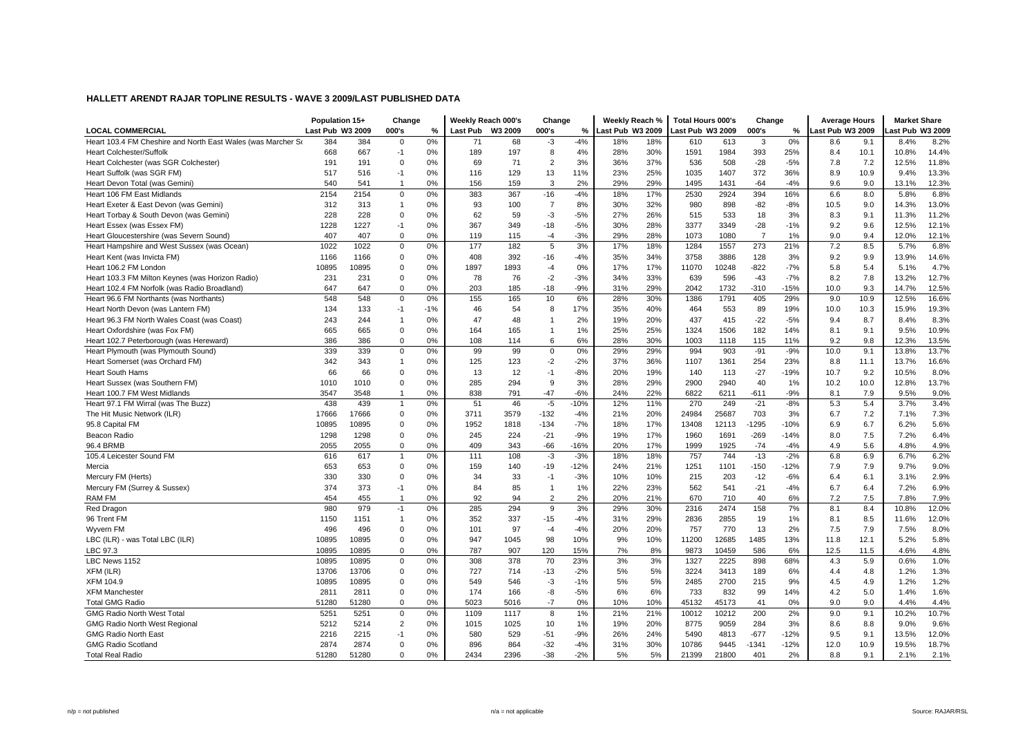## HALLETT ARENDT RAJAR TOPLINE RESULTS - WAVE 3 2009/LAST PUBLISHED DATA

| LOCAL COMMERCIAL | Population 15+ | | Change | | Weekly Reach 000's | | Change | | Weekly Reach % | | Total Hours 000's | | Change | | Average Hours | | Market Share | |
|---|---|---|---|---|---|---|---|---|---|---|---|---|---|---|---|---|---|---|
| | Last Pub | W3 2009 | 000's | % | Last Pub | W3 2009 | 000's | % | Last Pub | W3 2009 | Last Pub | W3 2009 | 000's | % | Last Pub | W3 2009 | Last Pub | W3 2009 |
| Heart 103.4 FM Cheshire and North East Wales (was Marcher So | 384 | 384 | 0 | 0% | 71 | 68 | -3 | -4% | 18% | 18% | 610 | 613 | 3 | 0% | 8.6 | 9.1 | 8.4% | 8.2% |
| Heart Colchester/Suffolk | 668 | 667 | -1 | 0% | 189 | 197 | 8 | 4% | 28% | 30% | 1591 | 1984 | 393 | 25% | 8.4 | 10.1 | 10.8% | 14.4% |
| Heart Colchester (was SGR Colchester) | 191 | 191 | 0 | 0% | 69 | 71 | 2 | 3% | 36% | 37% | 536 | 508 | -28 | -5% | 7.8 | 7.2 | 12.5% | 11.8% |
| Heart Suffolk (was SGR FM) | 517 | 516 | -1 | 0% | 116 | 129 | 13 | 11% | 23% | 25% | 1035 | 1407 | 372 | 36% | 8.9 | 10.9 | 9.4% | 13.3% |
| Heart Devon Total (was Gemini) | 540 | 541 | 1 | 0% | 156 | 159 | 3 | 2% | 29% | 29% | 1495 | 1431 | -64 | -4% | 9.6 | 9.0 | 13.1% | 12.3% |
| Heart 106 FM East Midlands | 2154 | 2154 | 0 | 0% | 383 | 367 | -16 | -4% | 18% | 17% | 2530 | 2924 | 394 | 16% | 6.6 | 8.0 | 5.8% | 6.8% |
| Heart Exeter & East Devon (was Gemini) | 312 | 313 | 1 | 0% | 93 | 100 | 7 | 8% | 30% | 32% | 980 | 898 | -82 | -8% | 10.5 | 9.0 | 14.3% | 13.0% |
| Heart Torbay & South Devon (was Gemini) | 228 | 228 | 0 | 0% | 62 | 59 | -3 | -5% | 27% | 26% | 515 | 533 | 18 | 3% | 8.3 | 9.1 | 11.3% | 11.2% |
| Heart Essex (was Essex FM) | 1228 | 1227 | -1 | 0% | 367 | 349 | -18 | -5% | 30% | 28% | 3377 | 3349 | -28 | -1% | 9.2 | 9.6 | 12.5% | 12.1% |
| Heart Gloucestershire (was Severn Sound) | 407 | 407 | 0 | 0% | 119 | 115 | -4 | -3% | 29% | 28% | 1073 | 1080 | 7 | 1% | 9.0 | 9.4 | 12.0% | 12.1% |
| Heart Hampshire and West Sussex (was Ocean) | 1022 | 1022 | 0 | 0% | 177 | 182 | 5 | 3% | 17% | 18% | 1284 | 1557 | 273 | 21% | 7.2 | 8.5 | 5.7% | 6.8% |
| Heart Kent (was Invicta FM) | 1166 | 1166 | 0 | 0% | 408 | 392 | -16 | -4% | 35% | 34% | 3758 | 3886 | 128 | 3% | 9.2 | 9.9 | 13.9% | 14.6% |
| Heart 106.2 FM London | 10895 | 10895 | 0 | 0% | 1897 | 1893 | -4 | 0% | 17% | 17% | 11070 | 10248 | -822 | -7% | 5.8 | 5.4 | 5.1% | 4.7% |
| Heart 103.3 FM Milton Keynes (was Horizon Radio) | 231 | 231 | 0 | 0% | 78 | 76 | -2 | -3% | 34% | 33% | 639 | 596 | -43 | -7% | 8.2 | 7.8 | 13.2% | 12.7% |
| Heart 102.4 FM Norfolk (was Radio Broadland) | 647 | 647 | 0 | 0% | 203 | 185 | -18 | -9% | 31% | 29% | 2042 | 1732 | -310 | -15% | 10.0 | 9.3 | 14.7% | 12.5% |
| Heart 96.6 FM Northants (was Northants) | 548 | 548 | 0 | 0% | 155 | 165 | 10 | 6% | 28% | 30% | 1386 | 1791 | 405 | 29% | 9.0 | 10.9 | 12.5% | 16.6% |
| Heart North Devon (was Lantern FM) | 134 | 133 | -1 | -1% | 46 | 54 | 8 | 17% | 35% | 40% | 464 | 553 | 89 | 19% | 10.0 | 10.3 | 15.9% | 19.3% |
| Heart 96.3 FM North Wales Coast (was Coast) | 243 | 244 | 1 | 0% | 47 | 48 | 1 | 2% | 19% | 20% | 437 | 415 | -22 | -5% | 9.4 | 8.7 | 8.4% | 8.3% |
| Heart Oxfordshire (was Fox FM) | 665 | 665 | 0 | 0% | 164 | 165 | 1 | 1% | 25% | 25% | 1324 | 1506 | 182 | 14% | 8.1 | 9.1 | 9.5% | 10.9% |
| Heart 102.7 Peterborough (was Hereward) | 386 | 386 | 0 | 0% | 108 | 114 | 6 | 6% | 28% | 30% | 1003 | 1118 | 115 | 11% | 9.2 | 9.8 | 12.3% | 13.5% |
| Heart Plymouth (was Plymouth Sound) | 339 | 339 | 0 | 0% | 99 | 99 | 0 | 0% | 29% | 29% | 994 | 903 | -91 | -9% | 10.0 | 9.1 | 13.8% | 13.7% |
| Heart Somerset (was Orchard FM) | 342 | 343 | 1 | 0% | 125 | 123 | -2 | -2% | 37% | 36% | 1107 | 1361 | 254 | 23% | 8.8 | 11.1 | 13.7% | 16.6% |
| Heart South Hams | 66 | 66 | 0 | 0% | 13 | 12 | -1 | -8% | 20% | 19% | 140 | 113 | -27 | -19% | 10.7 | 9.2 | 10.5% | 8.0% |
| Heart Sussex (was Southern FM) | 1010 | 1010 | 0 | 0% | 285 | 294 | 9 | 3% | 28% | 29% | 2900 | 2940 | 40 | 1% | 10.2 | 10.0 | 12.8% | 13.7% |
| Heart 100.7 FM West Midlands | 3547 | 3548 | 1 | 0% | 838 | 791 | -47 | -6% | 24% | 22% | 6822 | 6211 | -611 | -9% | 8.1 | 7.9 | 9.5% | 9.0% |
| Heart 97.1 FM Wirral (was The Buzz) | 438 | 439 | 1 | 0% | 51 | 46 | -5 | -10% | 12% | 11% | 270 | 249 | -21 | -8% | 5.3 | 5.4 | 3.7% | 3.4% |
| The Hit Music Network (ILR) | 17666 | 17666 | 0 | 0% | 3711 | 3579 | -132 | -4% | 21% | 20% | 24984 | 25687 | 703 | 3% | 6.7 | 7.2 | 7.1% | 7.3% |
| 95.8 Capital FM | 10895 | 10895 | 0 | 0% | 1952 | 1818 | -134 | -7% | 18% | 17% | 13408 | 12113 | -1295 | -10% | 6.9 | 6.7 | 6.2% | 5.6% |
| Beacon Radio | 1298 | 1298 | 0 | 0% | 245 | 224 | -21 | -9% | 19% | 17% | 1960 | 1691 | -269 | -14% | 8.0 | 7.5 | 7.2% | 6.4% |
| 96.4 BRMB | 2055 | 2055 | 0 | 0% | 409 | 343 | -66 | -16% | 20% | 17% | 1999 | 1925 | -74 | -4% | 4.9 | 5.6 | 4.8% | 4.9% |
| 105.4 Leicester Sound FM | 616 | 617 | 1 | 0% | 111 | 108 | -3 | -3% | 18% | 18% | 757 | 744 | -13 | -2% | 6.8 | 6.9 | 6.7% | 6.2% |
| Mercia | 653 | 653 | 0 | 0% | 159 | 140 | -19 | -12% | 24% | 21% | 1251 | 1101 | -150 | -12% | 7.9 | 7.9 | 9.7% | 9.0% |
| Mercury FM (Herts) | 330 | 330 | 0 | 0% | 34 | 33 | -1 | -3% | 10% | 10% | 215 | 203 | -12 | -6% | 6.4 | 6.1 | 3.1% | 2.9% |
| Mercury FM (Surrey & Sussex) | 374 | 373 | -1 | 0% | 84 | 85 | 1 | 1% | 22% | 23% | 562 | 541 | -21 | -4% | 6.7 | 6.4 | 7.2% | 6.9% |
| RAM FM | 454 | 455 | 1 | 0% | 92 | 94 | 2 | 2% | 20% | 21% | 670 | 710 | 40 | 6% | 7.2 | 7.5 | 7.8% | 7.9% |
| Red Dragon | 980 | 979 | -1 | 0% | 285 | 294 | 9 | 3% | 29% | 30% | 2316 | 2474 | 158 | 7% | 8.1 | 8.4 | 10.8% | 12.0% |
| 96 Trent FM | 1150 | 1151 | 1 | 0% | 352 | 337 | -15 | -4% | 31% | 29% | 2836 | 2855 | 19 | 1% | 8.1 | 8.5 | 11.6% | 12.0% |
| Wyvern FM | 496 | 496 | 0 | 0% | 101 | 97 | -4 | -4% | 20% | 20% | 757 | 770 | 13 | 2% | 7.5 | 7.9 | 7.5% | 8.0% |
| LBC (ILR) - was Total LBC (ILR) | 10895 | 10895 | 0 | 0% | 947 | 1045 | 98 | 10% | 9% | 10% | 11200 | 12685 | 1485 | 13% | 11.8 | 12.1 | 5.2% | 5.8% |
| LBC 97.3 | 10895 | 10895 | 0 | 0% | 787 | 907 | 120 | 15% | 7% | 8% | 9873 | 10459 | 586 | 6% | 12.5 | 11.5 | 4.6% | 4.8% |
| LBC News 1152 | 10895 | 10895 | 0 | 0% | 308 | 378 | 70 | 23% | 3% | 3% | 1327 | 2225 | 898 | 68% | 4.3 | 5.9 | 0.6% | 1.0% |
| XFM (ILR) | 13706 | 13706 | 0 | 0% | 727 | 714 | -13 | -2% | 5% | 5% | 3224 | 3413 | 189 | 6% | 4.4 | 4.8 | 1.2% | 1.3% |
| XFM 104.9 | 10895 | 10895 | 0 | 0% | 549 | 546 | -3 | -1% | 5% | 5% | 2485 | 2700 | 215 | 9% | 4.5 | 4.9 | 1.2% | 1.2% |
| XFM Manchester | 2811 | 2811 | 0 | 0% | 174 | 166 | -8 | -5% | 6% | 6% | 733 | 832 | 99 | 14% | 4.2 | 5.0 | 1.4% | 1.6% |
| Total GMG Radio | 51280 | 51280 | 0 | 0% | 5023 | 5016 | -7 | 0% | 10% | 10% | 45132 | 45173 | 41 | 0% | 9.0 | 9.0 | 4.4% | 4.4% |
| GMG Radio North West Total | 5251 | 5251 | 0 | 0% | 1109 | 1117 | 8 | 1% | 21% | 21% | 10012 | 10212 | 200 | 2% | 9.0 | 9.1 | 10.2% | 10.7% |
| GMG Radio North West Regional | 5212 | 5214 | 2 | 0% | 1015 | 1025 | 10 | 1% | 19% | 20% | 8775 | 9059 | 284 | 3% | 8.6 | 8.8 | 9.0% | 9.6% |
| GMG Radio North East | 2216 | 2215 | -1 | 0% | 580 | 529 | -51 | -9% | 26% | 24% | 5490 | 4813 | -677 | -12% | 9.5 | 9.1 | 13.5% | 12.0% |
| GMG Radio Scotland | 2874 | 2874 | 0 | 0% | 896 | 864 | -32 | -4% | 31% | 30% | 10786 | 9445 | -1341 | -12% | 12.0 | 10.9 | 19.5% | 18.7% |
| Total Real Radio | 51280 | 51280 | 0 | 0% | 2434 | 2396 | -38 | -2% | 5% | 5% | 21399 | 21800 | 401 | 2% | 8.8 | 9.1 | 2.1% | 2.1% |

n/p = not published n/a = not applicable Source: RAJAR/RSL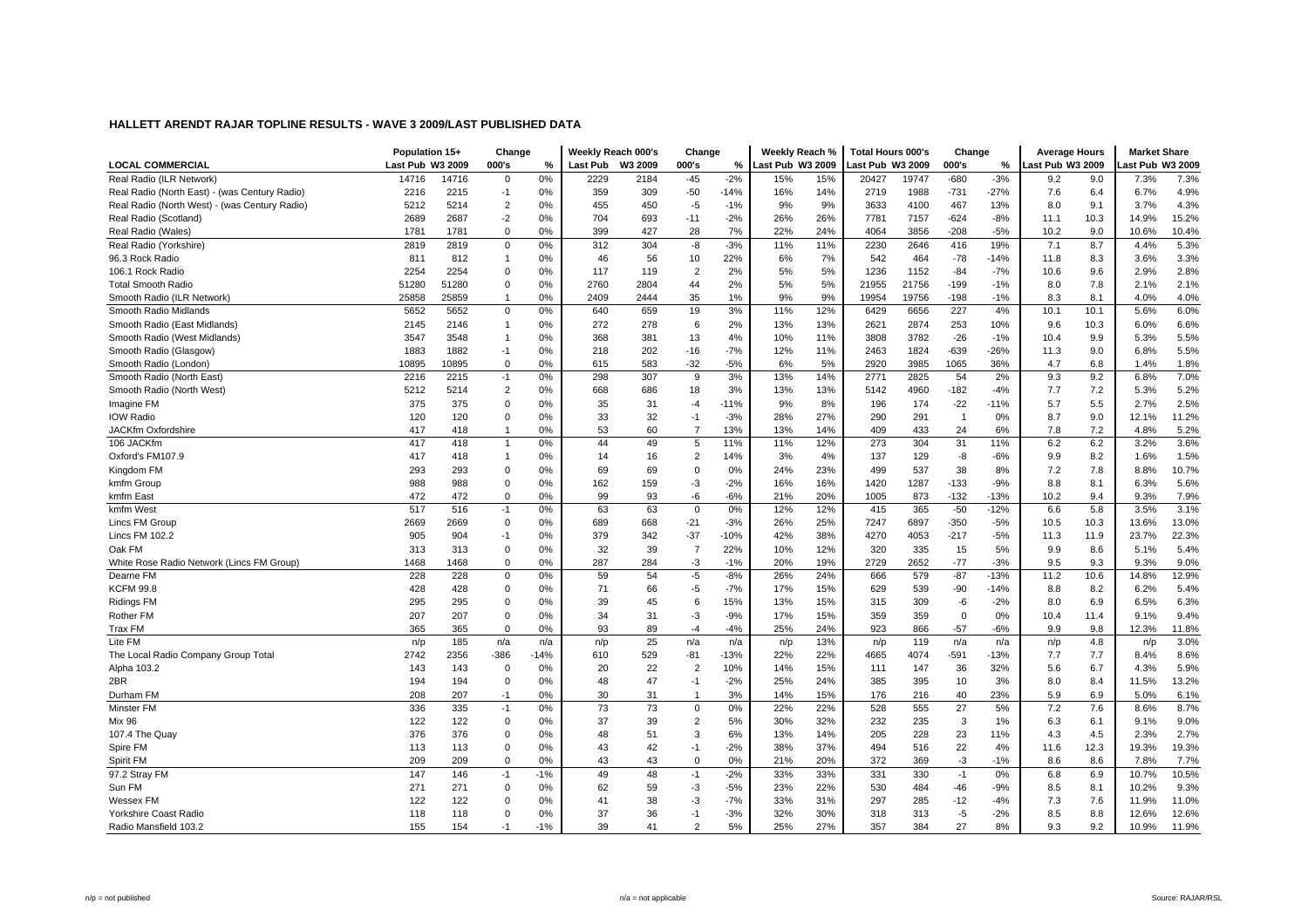## HALLETT ARENDT RAJAR TOPLINE RESULTS - WAVE 3 2009/LAST PUBLISHED DATA

| LOCAL COMMERCIAL | Population 15+ | | Change | | Weekly Reach 000's | | Change | | Weekly Reach % | | Total Hours 000's | | Change | | Average Hours | | Market Share | |
|---|---|---|---|---|---|---|---|---|---|---|---|---|---|---|---|---|---|---|
| | Last Pub | W3 2009 | 000's | % | Last Pub | W3 2009 | 000's | % | Last Pub | W3 2009 | Last Pub | W3 2009 | 000's | % | Last Pub | W3 2009 | Last Pub | W3 2009 |
| Real Radio (ILR Network) | 14716 | 14716 | 0 | 0% | 2229 | 2184 | -45 | -2% | 15% | 15% | 20427 | 19747 | -680 | -3% | 9.2 | 9.0 | 7.3% | 7.3% |
| Real Radio (North East) - (was Century Radio) | 2216 | 2215 | -1 | 0% | 359 | 309 | -50 | -14% | 16% | 14% | 2719 | 1988 | -731 | -27% | 7.6 | 6.4 | 6.7% | 4.9% |
| Real Radio (North West) - (was Century Radio) | 5212 | 5214 | 2 | 0% | 455 | 450 | -5 | -1% | 9% | 9% | 3633 | 4100 | 467 | 13% | 8.0 | 9.1 | 3.7% | 4.3% |
| Real Radio (Scotland) | 2689 | 2687 | -2 | 0% | 704 | 693 | -11 | -2% | 26% | 26% | 7781 | 7157 | -624 | -8% | 11.1 | 10.3 | 14.9% | 15.2% |
| Real Radio (Wales) | 1781 | 1781 | 0 | 0% | 399 | 427 | 28 | 7% | 22% | 24% | 4064 | 3856 | -208 | -5% | 10.2 | 9.0 | 10.6% | 10.4% |
| Real Radio (Yorkshire) | 2819 | 2819 | 0 | 0% | 312 | 304 | -8 | -3% | 11% | 11% | 2230 | 2646 | 416 | 19% | 7.1 | 8.7 | 4.4% | 5.3% |
| 96.3 Rock Radio | 811 | 812 | 1 | 0% | 46 | 56 | 10 | 22% | 6% | 7% | 542 | 464 | -78 | -14% | 11.8 | 8.3 | 3.6% | 3.3% |
| 106.1 Rock Radio | 2254 | 2254 | 0 | 0% | 117 | 119 | 2 | 2% | 5% | 5% | 1236 | 1152 | -84 | -7% | 10.6 | 9.6 | 2.9% | 2.8% |
| Total Smooth Radio | 51280 | 51280 | 0 | 0% | 2760 | 2804 | 44 | 2% | 5% | 5% | 21955 | 21756 | -199 | -1% | 8.0 | 7.8 | 2.1% | 2.1% |
| Smooth Radio (ILR Network) | 25858 | 25859 | 1 | 0% | 2409 | 2444 | 35 | 1% | 9% | 9% | 19954 | 19756 | -198 | -1% | 8.3 | 8.1 | 4.0% | 4.0% |
| Smooth Radio Midlands | 5652 | 5652 | 0 | 0% | 640 | 659 | 19 | 3% | 11% | 12% | 6429 | 6656 | 227 | 4% | 10.1 | 10.1 | 5.6% | 6.0% |
| Smooth Radio (East Midlands) | 2145 | 2146 | 1 | 0% | 272 | 278 | 6 | 2% | 13% | 13% | 2621 | 2874 | 253 | 10% | 9.6 | 10.3 | 6.0% | 6.6% |
| Smooth Radio (West Midlands) | 3547 | 3548 | 1 | 0% | 368 | 381 | 13 | 4% | 10% | 11% | 3808 | 3782 | -26 | -1% | 10.4 | 9.9 | 5.3% | 5.5% |
| Smooth Radio (Glasgow) | 1883 | 1882 | -1 | 0% | 218 | 202 | -16 | -7% | 12% | 11% | 2463 | 1824 | -639 | -26% | 11.3 | 9.0 | 6.8% | 5.5% |
| Smooth Radio (London) | 10895 | 10895 | 0 | 0% | 615 | 583 | -32 | -5% | 6% | 5% | 2920 | 3985 | 1065 | 36% | 4.7 | 6.8 | 1.4% | 1.8% |
| Smooth Radio (North East) | 2216 | 2215 | -1 | 0% | 298 | 307 | 9 | 3% | 13% | 14% | 2771 | 2825 | 54 | 2% | 9.3 | 9.2 | 6.8% | 7.0% |
| Smooth Radio (North West) | 5212 | 5214 | 2 | 0% | 668 | 686 | 18 | 3% | 13% | 13% | 5142 | 4960 | -182 | -4% | 7.7 | 7.2 | 5.3% | 5.2% |
| Imagine FM | 375 | 375 | 0 | 0% | 35 | 31 | -4 | -11% | 9% | 8% | 196 | 174 | -22 | -11% | 5.7 | 5.5 | 2.7% | 2.5% |
| IOW Radio | 120 | 120 | 0 | 0% | 33 | 32 | -1 | -3% | 28% | 27% | 290 | 291 | 1 | 0% | 8.7 | 9.0 | 12.1% | 11.2% |
| JACKfm Oxfordshire | 417 | 418 | 1 | 0% | 53 | 60 | 7 | 13% | 13% | 14% | 409 | 433 | 24 | 6% | 7.8 | 7.2 | 4.8% | 5.2% |
| 106 JACKfm | 417 | 418 | 1 | 0% | 44 | 49 | 5 | 11% | 11% | 12% | 273 | 304 | 31 | 11% | 6.2 | 6.2 | 3.2% | 3.6% |
| Oxford's FM107.9 | 417 | 418 | 1 | 0% | 14 | 16 | 2 | 14% | 3% | 4% | 137 | 129 | -8 | -6% | 9.9 | 8.2 | 1.6% | 1.5% |
| Kingdom FM | 293 | 293 | 0 | 0% | 69 | 69 | 0 | 0% | 24% | 23% | 499 | 537 | 38 | 8% | 7.2 | 7.8 | 8.8% | 10.7% |
| kmfm Group | 988 | 988 | 0 | 0% | 162 | 159 | -3 | -2% | 16% | 16% | 1420 | 1287 | -133 | -9% | 8.8 | 8.1 | 6.3% | 5.6% |
| kmfm East | 472 | 472 | 0 | 0% | 99 | 93 | -6 | -6% | 21% | 20% | 1005 | 873 | -132 | -13% | 10.2 | 9.4 | 9.3% | 7.9% |
| kmfm West | 517 | 516 | -1 | 0% | 63 | 63 | 0 | 0% | 12% | 12% | 415 | 365 | -50 | -12% | 6.6 | 5.8 | 3.5% | 3.1% |
| Lincs FM Group | 2669 | 2669 | 0 | 0% | 689 | 668 | -21 | -3% | 26% | 25% | 7247 | 6897 | -350 | -5% | 10.5 | 10.3 | 13.6% | 13.0% |
| Lincs FM 102.2 | 905 | 904 | -1 | 0% | 379 | 342 | -37 | -10% | 42% | 38% | 4270 | 4053 | -217 | -5% | 11.3 | 11.9 | 23.7% | 22.3% |
| Oak FM | 313 | 313 | 0 | 0% | 32 | 39 | 7 | 22% | 10% | 12% | 320 | 335 | 15 | 5% | 9.9 | 8.6 | 5.1% | 5.4% |
| White Rose Radio Network (Lincs FM Group) | 1468 | 1468 | 0 | 0% | 287 | 284 | -3 | -1% | 20% | 19% | 2729 | 2652 | -77 | -3% | 9.5 | 9.3 | 9.3% | 9.0% |
| Dearne FM | 228 | 228 | 0 | 0% | 59 | 54 | -5 | -8% | 26% | 24% | 666 | 579 | -87 | -13% | 11.2 | 10.6 | 14.8% | 12.9% |
| KCFM 99.8 | 428 | 428 | 0 | 0% | 71 | 66 | -5 | -7% | 17% | 15% | 629 | 539 | -90 | -14% | 8.8 | 8.2 | 6.2% | 5.4% |
| Ridings FM | 295 | 295 | 0 | 0% | 39 | 45 | 6 | 15% | 13% | 15% | 315 | 309 | -6 | -2% | 8.0 | 6.9 | 6.5% | 6.3% |
| Rother FM | 207 | 207 | 0 | 0% | 34 | 31 | -3 | -9% | 17% | 15% | 359 | 359 | 0 | 0% | 10.4 | 11.4 | 9.1% | 9.4% |
| Trax FM | 365 | 365 | 0 | 0% | 93 | 89 | -4 | -4% | 25% | 24% | 923 | 866 | -57 | -6% | 9.9 | 9.8 | 12.3% | 11.8% |
| Lite FM | n/p | 185 | n/a | n/a | n/p | 25 | n/a | n/a | n/p | 13% | n/p | 119 | n/a | n/a | n/p | 4.8 | n/p | 3.0% |
| The Local Radio Company Group Total | 2742 | 2356 | -386 | -14% | 610 | 529 | -81 | -13% | 22% | 22% | 4665 | 4074 | -591 | -13% | 7.7 | 7.7 | 8.4% | 8.6% |
| Alpha 103.2 | 143 | 143 | 0 | 0% | 20 | 22 | 2 | 10% | 14% | 15% | 111 | 147 | 36 | 32% | 5.6 | 6.7 | 4.3% | 5.9% |
| 2BR | 194 | 194 | 0 | 0% | 48 | 47 | -1 | -2% | 25% | 24% | 385 | 395 | 10 | 3% | 8.0 | 8.4 | 11.5% | 13.2% |
| Durham FM | 208 | 207 | -1 | 0% | 30 | 31 | 1 | 3% | 14% | 15% | 176 | 216 | 40 | 23% | 5.9 | 6.9 | 5.0% | 6.1% |
| Minster FM | 336 | 335 | -1 | 0% | 73 | 73 | 0 | 0% | 22% | 22% | 528 | 555 | 27 | 5% | 7.2 | 7.6 | 8.6% | 8.7% |
| Mix 96 | 122 | 122 | 0 | 0% | 37 | 39 | 2 | 5% | 30% | 32% | 232 | 235 | 3 | 1% | 6.3 | 6.1 | 9.1% | 9.0% |
| 107.4 The Quay | 376 | 376 | 0 | 0% | 48 | 51 | 3 | 6% | 13% | 14% | 205 | 228 | 23 | 11% | 4.3 | 4.5 | 2.3% | 2.7% |
| Spire FM | 113 | 113 | 0 | 0% | 43 | 42 | -1 | -2% | 38% | 37% | 494 | 516 | 22 | 4% | 11.6 | 12.3 | 19.3% | 19.3% |
| Spirit FM | 209 | 209 | 0 | 0% | 43 | 43 | 0 | 0% | 21% | 20% | 372 | 369 | -3 | -1% | 8.6 | 8.6 | 7.8% | 7.7% |
| 97.2 Stray FM | 147 | 146 | -1 | -1% | 49 | 48 | -1 | -2% | 33% | 33% | 331 | 330 | -1 | 0% | 6.8 | 6.9 | 10.7% | 10.5% |
| Sun FM | 271 | 271 | 0 | 0% | 62 | 59 | -3 | -5% | 23% | 22% | 530 | 484 | -46 | -9% | 8.5 | 8.1 | 10.2% | 9.3% |
| Wessex FM | 122 | 122 | 0 | 0% | 41 | 38 | -3 | -7% | 33% | 31% | 297 | 285 | -12 | -4% | 7.3 | 7.6 | 11.9% | 11.0% |
| Yorkshire Coast Radio | 118 | 118 | 0 | 0% | 37 | 36 | -1 | -3% | 32% | 30% | 318 | 313 | -5 | -2% | 8.5 | 8.8 | 12.6% | 12.6% |
| Radio Mansfield 103.2 | 155 | 154 | -1 | -1% | 39 | 41 | 2 | 5% | 25% | 27% | 357 | 384 | 27 | 8% | 9.3 | 9.2 | 10.9% | 11.9% |

n/p = not published    n/a = not applicable    Source: RAJAR/RSL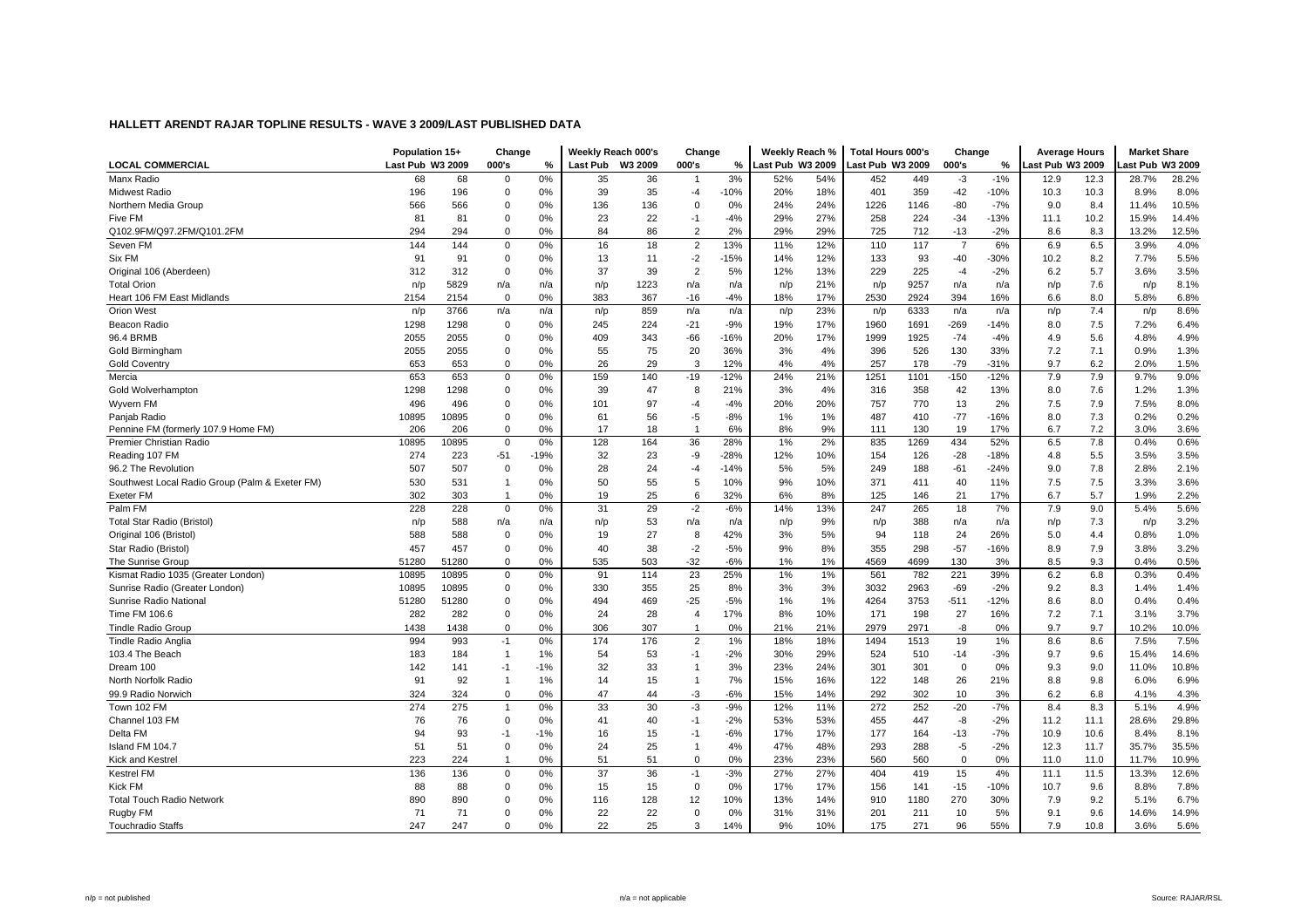**HALLETT ARENDT RAJAR TOPLINE RESULTS - WAVE 3 2009/LAST PUBLISHED DATA**

| LOCAL COMMERCIAL | Population 15+ Last Pub | Population 15+ W3 2009 | Change 000's | Change % | Weekly Reach 000's Last Pub | Weekly Reach 000's W3 2009 | Change 000's | Change % | Weekly Reach % Last Pub | Weekly Reach % W3 2009 | Total Hours 000's Last Pub | Total Hours 000's W3 2009 | Change 000's | Change % | Average Hours Last Pub | Average Hours W3 2009 | Market Share Last Pub | Market Share W3 2009 |
|---|---|---|---|---|---|---|---|---|---|---|---|---|---|---|---|---|---|---|
| Manx Radio | 68 | 68 | 0 | 0% | 35 | 36 | 1 | 3% | 52% | 54% | 452 | 449 | -3 | -1% | 12.9 | 12.3 | 28.7% | 28.2% |
| Midwest Radio | 196 | 196 | 0 | 0% | 39 | 35 | -4 | -10% | 20% | 18% | 401 | 359 | -42 | -10% | 10.3 | 10.3 | 8.9% | 8.0% |
| Northern Media Group | 566 | 566 | 0 | 0% | 136 | 136 | 0 | 0% | 24% | 24% | 1226 | 1146 | -80 | -7% | 9.0 | 8.4 | 11.4% | 10.5% |
| Five FM | 81 | 81 | 0 | 0% | 23 | 22 | -1 | -4% | 29% | 27% | 258 | 224 | -34 | -13% | 11.1 | 10.2 | 15.9% | 14.4% |
| Q102.9FM/Q97.2FM/Q101.2FM | 294 | 294 | 0 | 0% | 84 | 86 | 2 | 2% | 29% | 29% | 725 | 712 | -13 | -2% | 8.6 | 8.3 | 13.2% | 12.5% |
| Seven FM | 144 | 144 | 0 | 0% | 16 | 18 | 2 | 13% | 11% | 12% | 110 | 117 | 7 | 6% | 6.9 | 6.5 | 3.9% | 4.0% |
| Six FM | 91 | 91 | 0 | 0% | 13 | 11 | -2 | -15% | 14% | 12% | 133 | 93 | -40 | -30% | 10.2 | 8.2 | 7.7% | 5.5% |
| Original 106 (Aberdeen) | 312 | 312 | 0 | 0% | 37 | 39 | 2 | 5% | 12% | 13% | 229 | 225 | -4 | -2% | 6.2 | 5.7 | 3.6% | 3.5% |
| Total Orion | n/p | 5829 | n/a | n/a | n/p | 1223 | n/a | n/a | n/p | 21% | n/p | 9257 | n/a | n/a | n/p | 7.6 | n/p | 8.1% |
| Heart 106 FM East Midlands | 2154 | 2154 | 0 | 0% | 383 | 367 | -16 | -4% | 18% | 17% | 2530 | 2924 | 394 | 16% | 6.6 | 8.0 | 5.8% | 6.8% |
| Orion West | n/p | 3766 | n/a | n/a | n/p | 859 | n/a | n/a | n/p | 23% | n/p | 6333 | n/a | n/a | n/p | 7.4 | n/p | 8.6% |
| Beacon Radio | 1298 | 1298 | 0 | 0% | 245 | 224 | -21 | -9% | 19% | 17% | 1960 | 1691 | -269 | -14% | 8.0 | 7.5 | 7.2% | 6.4% |
| 96.4 BRMB | 2055 | 2055 | 0 | 0% | 409 | 343 | -66 | -16% | 20% | 17% | 1999 | 1925 | -74 | -4% | 4.9 | 5.6 | 4.8% | 4.9% |
| Gold Birmingham | 2055 | 2055 | 0 | 0% | 55 | 75 | 20 | 36% | 3% | 4% | 396 | 526 | 130 | 33% | 7.2 | 7.1 | 0.9% | 1.3% |
| Gold Coventry | 653 | 653 | 0 | 0% | 26 | 29 | 3 | 12% | 4% | 4% | 257 | 178 | -79 | -31% | 9.7 | 6.2 | 2.0% | 1.5% |
| Mercia | 653 | 653 | 0 | 0% | 159 | 140 | -19 | -12% | 24% | 21% | 1251 | 1101 | -150 | -12% | 7.9 | 7.9 | 9.7% | 9.0% |
| Gold Wolverhampton | 1298 | 1298 | 0 | 0% | 39 | 47 | 8 | 21% | 3% | 4% | 316 | 358 | 42 | 13% | 8.0 | 7.6 | 1.2% | 1.3% |
| Wyvern FM | 496 | 496 | 0 | 0% | 101 | 97 | -4 | -4% | 20% | 20% | 757 | 770 | 13 | 2% | 7.5 | 7.9 | 7.5% | 8.0% |
| Panjab Radio | 10895 | 10895 | 0 | 0% | 61 | 56 | -5 | -8% | 1% | 1% | 487 | 410 | -77 | -16% | 8.0 | 7.3 | 0.2% | 0.2% |
| Pennine FM (formerly 107.9 Home FM) | 206 | 206 | 0 | 0% | 17 | 18 | 1 | 6% | 8% | 9% | 111 | 130 | 19 | 17% | 6.7 | 7.2 | 3.0% | 3.6% |
| Premier Christian Radio | 10895 | 10895 | 0 | 0% | 128 | 164 | 36 | 28% | 1% | 2% | 835 | 1269 | 434 | 52% | 6.5 | 7.8 | 0.4% | 0.6% |
| Reading 107 FM | 274 | 223 | -51 | -19% | 32 | 23 | -9 | -28% | 12% | 10% | 154 | 126 | -28 | -18% | 4.8 | 5.5 | 3.5% | 3.5% |
| 96.2 The Revolution | 507 | 507 | 0 | 0% | 28 | 24 | -4 | -14% | 5% | 5% | 249 | 188 | -61 | -24% | 9.0 | 7.8 | 2.8% | 2.1% |
| Southwest Local Radio Group (Palm & Exeter FM) | 530 | 531 | 1 | 0% | 50 | 55 | 5 | 10% | 9% | 10% | 371 | 411 | 40 | 11% | 7.5 | 7.5 | 3.3% | 3.6% |
| Exeter FM | 302 | 303 | 1 | 0% | 19 | 25 | 6 | 32% | 6% | 8% | 125 | 146 | 21 | 17% | 6.7 | 5.7 | 1.9% | 2.2% |
| Palm FM | 228 | 228 | 0 | 0% | 31 | 29 | -2 | -6% | 14% | 13% | 247 | 265 | 18 | 7% | 7.9 | 9.0 | 5.4% | 5.6% |
| Total Star Radio (Bristol) | n/p | 588 | n/a | n/a | n/p | 53 | n/a | n/a | n/p | 9% | n/p | 388 | n/a | n/a | n/p | 7.3 | n/p | 3.2% |
| Original 106 (Bristol) | 588 | 588 | 0 | 0% | 19 | 27 | 8 | 42% | 3% | 5% | 94 | 118 | 24 | 26% | 5.0 | 4.4 | 0.8% | 1.0% |
| Star Radio (Bristol) | 457 | 457 | 0 | 0% | 40 | 38 | -2 | -5% | 9% | 8% | 355 | 298 | -57 | -16% | 8.9 | 7.9 | 3.8% | 3.2% |
| The Sunrise Group | 51280 | 51280 | 0 | 0% | 535 | 503 | -32 | -6% | 1% | 1% | 4569 | 4699 | 130 | 3% | 8.5 | 9.3 | 0.4% | 0.5% |
| Kismat Radio 1035 (Greater London) | 10895 | 10895 | 0 | 0% | 91 | 114 | 23 | 25% | 1% | 1% | 561 | 782 | 221 | 39% | 6.2 | 6.8 | 0.3% | 0.4% |
| Sunrise Radio (Greater London) | 10895 | 10895 | 0 | 0% | 330 | 355 | 25 | 8% | 3% | 3% | 3032 | 2963 | -69 | -2% | 9.2 | 8.3 | 1.4% | 1.4% |
| Sunrise Radio National | 51280 | 51280 | 0 | 0% | 494 | 469 | -25 | -5% | 1% | 1% | 4264 | 3753 | -511 | -12% | 8.6 | 8.0 | 0.4% | 0.4% |
| Time FM 106.6 | 282 | 282 | 0 | 0% | 24 | 28 | 4 | 17% | 8% | 10% | 171 | 198 | 27 | 16% | 7.2 | 7.1 | 3.1% | 3.7% |
| Tindle Radio Group | 1438 | 1438 | 0 | 0% | 306 | 307 | 1 | 0% | 21% | 21% | 2979 | 2971 | -8 | 0% | 9.7 | 9.7 | 10.2% | 10.0% |
| Tindle Radio Anglia | 994 | 993 | -1 | 0% | 174 | 176 | 2 | 1% | 18% | 18% | 1494 | 1513 | 19 | 1% | 8.6 | 8.6 | 7.5% | 7.5% |
| 103.4 The Beach | 183 | 184 | 1 | 1% | 54 | 53 | -1 | -2% | 30% | 29% | 524 | 510 | -14 | -3% | 9.7 | 9.6 | 15.4% | 14.6% |
| Dream 100 | 142 | 141 | -1 | -1% | 32 | 33 | 1 | 3% | 23% | 24% | 301 | 301 | 0 | 0% | 9.3 | 9.0 | 11.0% | 10.8% |
| North Norfolk Radio | 91 | 92 | 1 | 1% | 14 | 15 | 1 | 7% | 15% | 16% | 122 | 148 | 26 | 21% | 8.8 | 9.8 | 6.0% | 6.9% |
| 99.9 Radio Norwich | 324 | 324 | 0 | 0% | 47 | 44 | -3 | -6% | 15% | 14% | 292 | 302 | 10 | 3% | 6.2 | 6.8 | 4.1% | 4.3% |
| Town 102 FM | 274 | 275 | 1 | 0% | 33 | 30 | -3 | -9% | 12% | 11% | 272 | 252 | -20 | -7% | 8.4 | 8.3 | 5.1% | 4.9% |
| Channel 103 FM | 76 | 76 | 0 | 0% | 41 | 40 | -1 | -2% | 53% | 53% | 455 | 447 | -8 | -2% | 11.2 | 11.1 | 28.6% | 29.8% |
| Delta FM | 94 | 93 | -1 | -1% | 16 | 15 | -1 | -6% | 17% | 17% | 177 | 164 | -13 | -7% | 10.9 | 10.6 | 8.4% | 8.1% |
| Island FM 104.7 | 51 | 51 | 0 | 0% | 24 | 25 | 1 | 4% | 47% | 48% | 293 | 288 | -5 | -2% | 12.3 | 11.7 | 35.7% | 35.5% |
| Kick and Kestrel | 223 | 224 | 1 | 0% | 51 | 51 | 0 | 0% | 23% | 23% | 560 | 560 | 0 | 0% | 11.0 | 11.0 | 11.7% | 10.9% |
| Kestrel FM | 136 | 136 | 0 | 0% | 37 | 36 | -1 | -3% | 27% | 27% | 404 | 419 | 15 | 4% | 11.1 | 11.5 | 13.3% | 12.6% |
| Kick FM | 88 | 88 | 0 | 0% | 15 | 15 | 0 | 0% | 17% | 17% | 156 | 141 | -15 | -10% | 10.7 | 9.6 | 8.8% | 7.8% |
| Total Touch Radio Network | 890 | 890 | 0 | 0% | 116 | 128 | 12 | 10% | 13% | 14% | 910 | 1180 | 270 | 30% | 7.9 | 9.2 | 5.1% | 6.7% |
| Rugby FM | 71 | 71 | 0 | 0% | 22 | 22 | 0 | 0% | 31% | 31% | 201 | 211 | 10 | 5% | 9.1 | 9.6 | 14.6% | 14.9% |
| Touchradio Staffs | 247 | 247 | 0 | 0% | 22 | 25 | 3 | 14% | 9% | 10% | 175 | 271 | 96 | 55% | 7.9 | 10.8 | 3.6% | 5.6% |

n/p = not published n/a = not applicable Source: RAJAR/RSL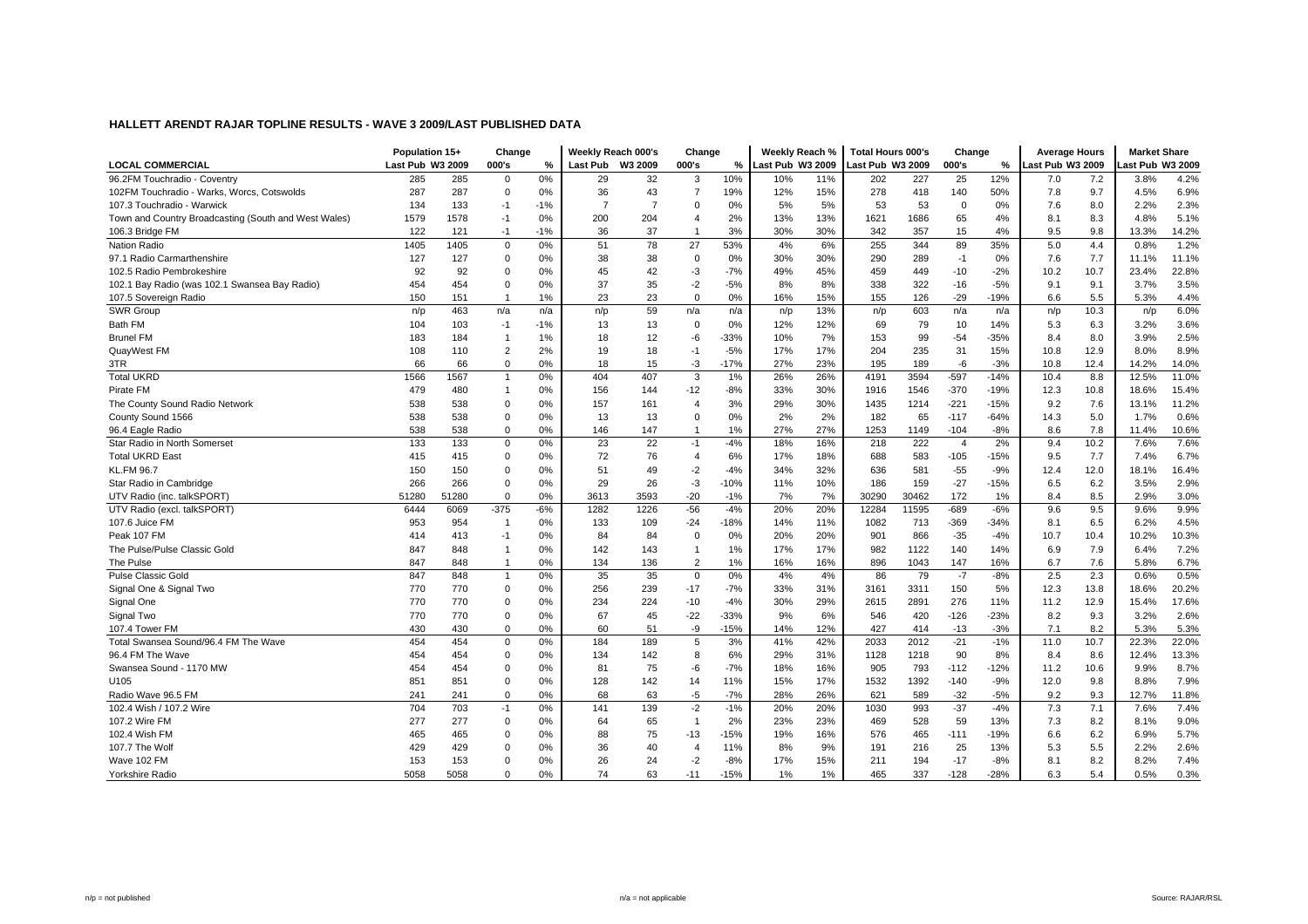## HALLETT ARENDT RAJAR TOPLINE RESULTS - WAVE 3 2009/LAST PUBLISHED DATA

| LOCAL COMMERCIAL | Population 15+ | | Change | | Weekly Reach 000's | | Change | | Weekly Reach % | | Total Hours 000's | | Change | | Average Hours | | Market Share | |
|---|---|---|---|---|---|---|---|---|---|---|---|---|---|---|---|---|---|---|
| | Last Pub | W3 2009 | 000's | % | Last Pub | W3 2009 | 000's | % | Last Pub | W3 2009 | Last Pub | W3 2009 | 000's | % | Last Pub | W3 2009 | Last Pub | W3 2009 |
| 96.2FM Touchradio - Coventry | 285 | 285 | 0 | 0% | 29 | 32 | 3 | 10% | 10% | 11% | 202 | 227 | 25 | 12% | 7.0 | 7.2 | 3.8% | 4.2% |
| 102FM Touchradio - Warks, Worcs, Cotswolds | 287 | 287 | 0 | 0% | 36 | 43 | 7 | 19% | 12% | 15% | 278 | 418 | 140 | 50% | 7.8 | 9.7 | 4.5% | 6.9% |
| 107.3 Touchradio - Warwick | 134 | 133 | -1 | -1% | 7 | 7 | 0 | 0% | 5% | 5% | 53 | 53 | 0 | 0% | 7.6 | 8.0 | 2.2% | 2.3% |
| Town and Country Broadcasting (South and West Wales) | 1579 | 1578 | -1 | 0% | 200 | 204 | 4 | 2% | 13% | 13% | 1621 | 1686 | 65 | 4% | 8.1 | 8.3 | 4.8% | 5.1% |
| 106.3 Bridge FM | 122 | 121 | -1 | -1% | 36 | 37 | 1 | 3% | 30% | 30% | 342 | 357 | 15 | 4% | 9.5 | 9.8 | 13.3% | 14.2% |
| Nation Radio | 1405 | 1405 | 0 | 0% | 51 | 78 | 27 | 53% | 4% | 6% | 255 | 344 | 89 | 35% | 5.0 | 4.4 | 0.8% | 1.2% |
| 97.1 Radio Carmarthenshire | 127 | 127 | 0 | 0% | 38 | 38 | 0 | 0% | 30% | 30% | 290 | 289 | -1 | 0% | 7.6 | 7.7 | 11.1% | 11.1% |
| 102.5 Radio Pembrokeshire | 92 | 92 | 0 | 0% | 45 | 42 | -3 | -7% | 49% | 45% | 459 | 449 | -10 | -2% | 10.2 | 10.7 | 23.4% | 22.8% |
| 102.1 Bay Radio (was 102.1 Swansea Bay Radio) | 454 | 454 | 0 | 0% | 37 | 35 | -2 | -5% | 8% | 8% | 338 | 322 | -16 | -5% | 9.1 | 9.1 | 3.7% | 3.5% |
| 107.5 Sovereign Radio | 150 | 151 | 1 | 1% | 23 | 23 | 0 | 0% | 16% | 15% | 155 | 126 | -29 | -19% | 6.6 | 5.5 | 5.3% | 4.4% |
| SWR Group | n/p | 463 | n/a | n/a | n/p | 59 | n/a | n/a | n/p | 13% | n/p | 603 | n/a | n/a | n/p | 10.3 | n/p | 6.0% |
| Bath FM | 104 | 103 | -1 | -1% | 13 | 13 | 0 | 0% | 12% | 12% | 69 | 79 | 10 | 14% | 5.3 | 6.3 | 3.2% | 3.6% |
| Brunel FM | 183 | 184 | 1 | 1% | 18 | 12 | -6 | -33% | 10% | 7% | 153 | 99 | -54 | -35% | 8.4 | 8.0 | 3.9% | 2.5% |
| QuayWest FM | 108 | 110 | 2 | 2% | 19 | 18 | -1 | -5% | 17% | 17% | 204 | 235 | 31 | 15% | 10.8 | 12.9 | 8.0% | 8.9% |
| 3TR | 66 | 66 | 0 | 0% | 18 | 15 | -3 | -17% | 27% | 23% | 195 | 189 | -6 | -3% | 10.8 | 12.4 | 14.2% | 14.0% |
| Total UKRD | 1566 | 1567 | 1 | 0% | 404 | 407 | 3 | 1% | 26% | 26% | 4191 | 3594 | -597 | -14% | 10.4 | 8.8 | 12.5% | 11.0% |
| Pirate FM | 479 | 480 | 1 | 0% | 156 | 144 | -12 | -8% | 33% | 30% | 1916 | 1546 | -370 | -19% | 12.3 | 10.8 | 18.6% | 15.4% |
| The County Sound Radio Network | 538 | 538 | 0 | 0% | 157 | 161 | 4 | 3% | 29% | 30% | 1435 | 1214 | -221 | -15% | 9.2 | 7.6 | 13.1% | 11.2% |
| County Sound 1566 | 538 | 538 | 0 | 0% | 13 | 13 | 0 | 0% | 2% | 2% | 182 | 65 | -117 | -64% | 14.3 | 5.0 | 1.7% | 0.6% |
| 96.4 Eagle Radio | 538 | 538 | 0 | 0% | 146 | 147 | 1 | 1% | 27% | 27% | 1253 | 1149 | -104 | -8% | 8.6 | 7.8 | 11.4% | 10.6% |
| Star Radio in North Somerset | 133 | 133 | 0 | 0% | 23 | 22 | -1 | -4% | 18% | 16% | 218 | 222 | 4 | 2% | 9.4 | 10.2 | 7.6% | 7.6% |
| Total UKRD East | 415 | 415 | 0 | 0% | 72 | 76 | 4 | 6% | 17% | 18% | 688 | 583 | -105 | -15% | 9.5 | 7.7 | 7.4% | 6.7% |
| KL.FM 96.7 | 150 | 150 | 0 | 0% | 51 | 49 | -2 | -4% | 34% | 32% | 636 | 581 | -55 | -9% | 12.4 | 12.0 | 18.1% | 16.4% |
| Star Radio in Cambridge | 266 | 266 | 0 | 0% | 29 | 26 | -3 | -10% | 11% | 10% | 186 | 159 | -27 | -15% | 6.5 | 6.2 | 3.5% | 2.9% |
| UTV Radio (inc. talkSPORT) | 51280 | 51280 | 0 | 0% | 3613 | 3593 | -20 | -1% | 7% | 7% | 30290 | 30462 | 172 | 1% | 8.4 | 8.5 | 2.9% | 3.0% |
| UTV Radio (excl. talkSPORT) | 6444 | 6069 | -375 | -6% | 1282 | 1226 | -56 | -4% | 20% | 20% | 12284 | 11595 | -689 | -6% | 9.6 | 9.5 | 9.6% | 9.9% |
| 107.6 Juice FM | 953 | 954 | 1 | 0% | 133 | 109 | -24 | -18% | 14% | 11% | 1082 | 713 | -369 | -34% | 8.1 | 6.5 | 6.2% | 4.5% |
| Peak 107 FM | 414 | 413 | -1 | 0% | 84 | 84 | 0 | 0% | 20% | 20% | 901 | 866 | -35 | -4% | 10.7 | 10.4 | 10.2% | 10.3% |
| The Pulse/Pulse Classic Gold | 847 | 848 | 1 | 0% | 142 | 143 | 1 | 1% | 17% | 17% | 982 | 1122 | 140 | 14% | 6.9 | 7.9 | 6.4% | 7.2% |
| The Pulse | 847 | 848 | 1 | 0% | 134 | 136 | 2 | 1% | 16% | 16% | 896 | 1043 | 147 | 16% | 6.7 | 7.6 | 5.8% | 6.7% |
| Pulse Classic Gold | 847 | 848 | 1 | 0% | 35 | 35 | 0 | 0% | 4% | 4% | 86 | 79 | -7 | -8% | 2.5 | 2.3 | 0.6% | 0.5% |
| Signal One & Signal Two | 770 | 770 | 0 | 0% | 256 | 239 | -17 | -7% | 33% | 31% | 3161 | 3311 | 150 | 5% | 12.3 | 13.8 | 18.6% | 20.2% |
| Signal One | 770 | 770 | 0 | 0% | 234 | 224 | -10 | -4% | 30% | 29% | 2615 | 2891 | 276 | 11% | 11.2 | 12.9 | 15.4% | 17.6% |
| Signal Two | 770 | 770 | 0 | 0% | 67 | 45 | -22 | -33% | 9% | 6% | 546 | 420 | -126 | -23% | 8.2 | 9.3 | 3.2% | 2.6% |
| 107.4 Tower FM | 430 | 430 | 0 | 0% | 60 | 51 | -9 | -15% | 14% | 12% | 427 | 414 | -13 | -3% | 7.1 | 8.2 | 5.3% | 5.3% |
| Total Swansea Sound/96.4 FM The Wave | 454 | 454 | 0 | 0% | 184 | 189 | 5 | 3% | 41% | 42% | 2033 | 2012 | -21 | -1% | 11.0 | 10.7 | 22.3% | 22.0% |
| 96.4 FM The Wave | 454 | 454 | 0 | 0% | 134 | 142 | 8 | 6% | 29% | 31% | 1128 | 1218 | 90 | 8% | 8.4 | 8.6 | 12.4% | 13.3% |
| Swansea Sound - 1170 MW | 454 | 454 | 0 | 0% | 81 | 75 | -6 | -7% | 18% | 16% | 905 | 793 | -112 | -12% | 11.2 | 10.6 | 9.9% | 8.7% |
| U105 | 851 | 851 | 0 | 0% | 128 | 142 | 14 | 11% | 15% | 17% | 1532 | 1392 | -140 | -9% | 12.0 | 9.8 | 8.8% | 7.9% |
| Radio Wave 96.5 FM | 241 | 241 | 0 | 0% | 68 | 63 | -5 | -7% | 28% | 26% | 621 | 589 | -32 | -5% | 9.2 | 9.3 | 12.7% | 11.8% |
| 102.4 Wish / 107.2 Wire | 704 | 703 | -1 | 0% | 141 | 139 | -2 | -1% | 20% | 20% | 1030 | 993 | -37 | -4% | 7.3 | 7.1 | 7.6% | 7.4% |
| 107.2 Wire FM | 277 | 277 | 0 | 0% | 64 | 65 | 1 | 2% | 23% | 23% | 469 | 528 | 59 | 13% | 7.3 | 8.2 | 8.1% | 9.0% |
| 102.4 Wish FM | 465 | 465 | 0 | 0% | 88 | 75 | -13 | -15% | 19% | 16% | 576 | 465 | -111 | -19% | 6.6 | 6.2 | 6.9% | 5.7% |
| 107.7 The Wolf | 429 | 429 | 0 | 0% | 36 | 40 | 4 | 11% | 8% | 9% | 191 | 216 | 25 | 13% | 5.3 | 5.5 | 2.2% | 2.6% |
| Wave 102 FM | 153 | 153 | 0 | 0% | 26 | 24 | -2 | -8% | 17% | 15% | 211 | 194 | -17 | -8% | 8.1 | 8.2 | 8.2% | 7.4% |
| Yorkshire Radio | 5058 | 5058 | 0 | 0% | 74 | 63 | -11 | -15% | 1% | 1% | 465 | 337 | -128 | -28% | 6.3 | 5.4 | 0.5% | 0.3% |

n/p = not published    n/a = not applicable    Source: RAJAR/RSL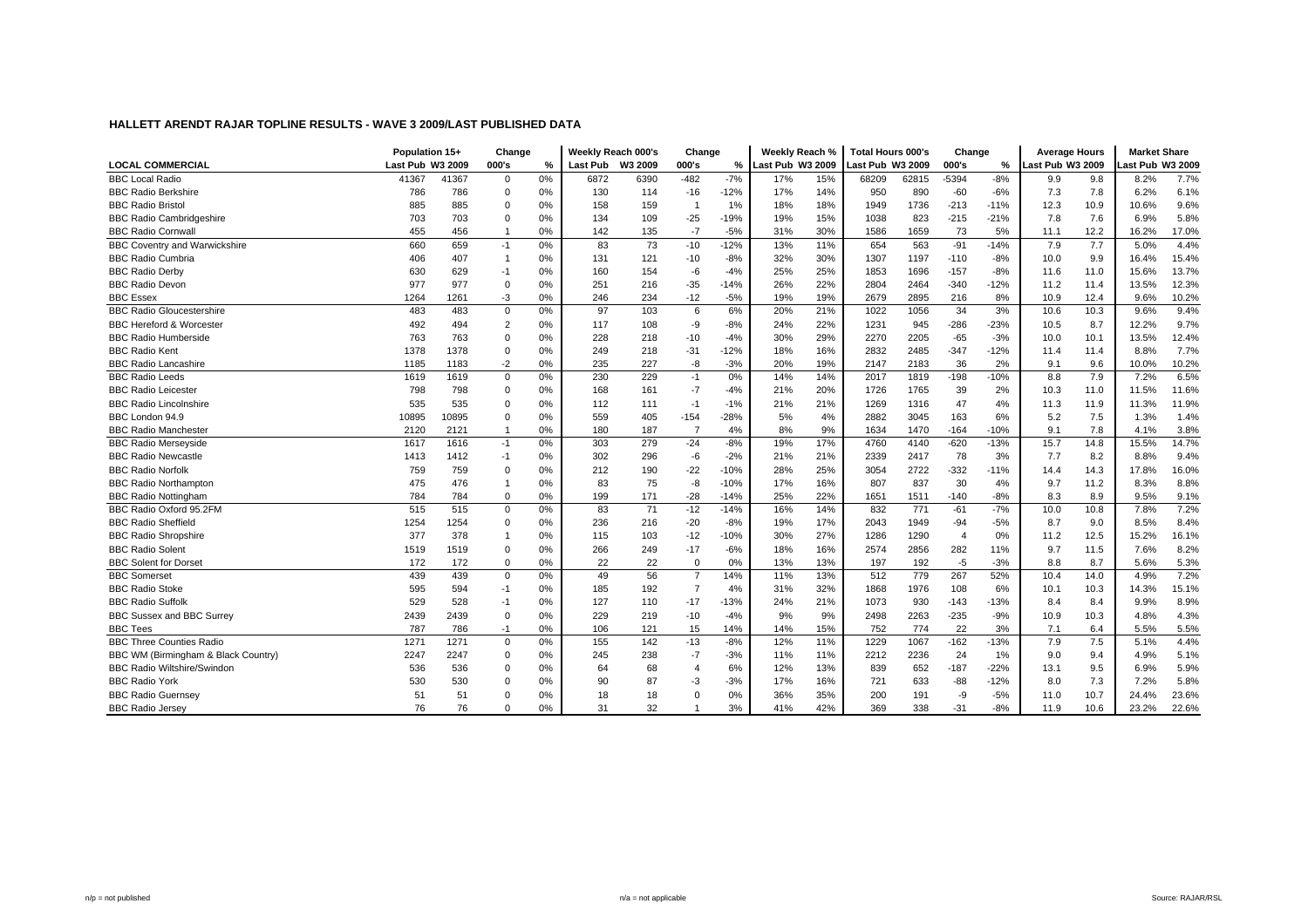## HALLETT ARENDT RAJAR TOPLINE RESULTS - WAVE 3 2009/LAST PUBLISHED DATA

| LOCAL COMMERCIAL | Population 15+ | | Change | | Weekly Reach 000's | | Change | | Weekly Reach % | | Total Hours 000's | | Change | | Average Hours | | Market Share | |
|---|---|---|---|---|---|---|---|---|---|---|---|---|---|---|---|---|---|---|
| | Last Pub | W3 2009 | 000's | % | Last Pub | W3 2009 | 000's | % | Last Pub | W3 2009 | Last Pub | W3 2009 | 000's | % | Last Pub | W3 2009 | Last Pub | W3 2009 |
| BBC Local Radio | 41367 | 41367 | 0 | 0% | 6872 | 6390 | -482 | -7% | 17% | 15% | 68209 | 62815 | -5394 | -8% | 9.9 | 9.8 | 8.2% | 7.7% |
| BBC Radio Berkshire | 786 | 786 | 0 | 0% | 130 | 114 | -16 | -12% | 17% | 14% | 950 | 890 | -60 | -6% | 7.3 | 7.8 | 6.2% | 6.1% |
| BBC Radio Bristol | 885 | 885 | 0 | 0% | 158 | 159 | 1 | 1% | 18% | 18% | 1949 | 1736 | -213 | -11% | 12.3 | 10.9 | 10.6% | 9.6% |
| BBC Radio Cambridgeshire | 703 | 703 | 0 | 0% | 134 | 109 | -25 | -19% | 19% | 15% | 1038 | 823 | -215 | -21% | 7.8 | 7.6 | 6.9% | 5.8% |
| BBC Radio Cornwall | 455 | 456 | 1 | 0% | 142 | 135 | -7 | -5% | 31% | 30% | 1586 | 1659 | 73 | 5% | 11.1 | 12.2 | 16.2% | 17.0% |
| BBC Coventry and Warwickshire | 660 | 659 | -1 | 0% | 83 | 73 | -10 | -12% | 13% | 11% | 654 | 563 | -91 | -14% | 7.9 | 7.7 | 5.0% | 4.4% |
| BBC Radio Cumbria | 406 | 407 | 1 | 0% | 131 | 121 | -10 | -8% | 32% | 30% | 1307 | 1197 | -110 | -8% | 10.0 | 9.9 | 16.4% | 15.4% |
| BBC Radio Derby | 630 | 629 | -1 | 0% | 160 | 154 | -6 | -4% | 25% | 25% | 1853 | 1696 | -157 | -8% | 11.6 | 11.0 | 15.6% | 13.7% |
| BBC Radio Devon | 977 | 977 | 0 | 0% | 251 | 216 | -35 | -14% | 26% | 22% | 2804 | 2464 | -340 | -12% | 11.2 | 11.4 | 13.5% | 12.3% |
| BBC Essex | 1264 | 1261 | -3 | 0% | 246 | 234 | -12 | -5% | 19% | 19% | 2679 | 2895 | 216 | 8% | 10.9 | 12.4 | 9.6% | 10.2% |
| BBC Radio Gloucestershire | 483 | 483 | 0 | 0% | 97 | 103 | 6 | 6% | 20% | 21% | 1022 | 1056 | 34 | 3% | 10.6 | 10.3 | 9.6% | 9.4% |
| BBC Hereford & Worcester | 492 | 494 | 2 | 0% | 117 | 108 | -9 | -8% | 24% | 22% | 1231 | 945 | -286 | -23% | 10.5 | 8.7 | 12.2% | 9.7% |
| BBC Radio Humberside | 763 | 763 | 0 | 0% | 228 | 218 | -10 | -4% | 30% | 29% | 2270 | 2205 | -65 | -3% | 10.0 | 10.1 | 13.5% | 12.4% |
| BBC Radio Kent | 1378 | 1378 | 0 | 0% | 249 | 218 | -31 | -12% | 18% | 16% | 2832 | 2485 | -347 | -12% | 11.4 | 11.4 | 8.8% | 7.7% |
| BBC Radio Lancashire | 1185 | 1183 | -2 | 0% | 235 | 227 | -8 | -3% | 20% | 19% | 2147 | 2183 | 36 | 2% | 9.1 | 9.6 | 10.0% | 10.2% |
| BBC Radio Leeds | 1619 | 1619 | 0 | 0% | 230 | 229 | -1 | 0% | 14% | 14% | 2017 | 1819 | -198 | -10% | 8.8 | 7.9 | 7.2% | 6.5% |
| BBC Radio Leicester | 798 | 798 | 0 | 0% | 168 | 161 | -7 | -4% | 21% | 20% | 1726 | 1765 | 39 | 2% | 10.3 | 11.0 | 11.5% | 11.6% |
| BBC Radio Lincolnshire | 535 | 535 | 0 | 0% | 112 | 111 | -1 | -1% | 21% | 21% | 1269 | 1316 | 47 | 4% | 11.3 | 11.9 | 11.3% | 11.9% |
| BBC London 94.9 | 10895 | 10895 | 0 | 0% | 559 | 405 | -154 | -28% | 5% | 4% | 2882 | 3045 | 163 | 6% | 5.2 | 7.5 | 1.3% | 1.4% |
| BBC Radio Manchester | 2120 | 2121 | 1 | 0% | 180 | 187 | 7 | 4% | 8% | 9% | 1634 | 1470 | -164 | -10% | 9.1 | 7.8 | 4.1% | 3.8% |
| BBC Radio Merseyside | 1617 | 1616 | -1 | 0% | 303 | 279 | -24 | -8% | 19% | 17% | 4760 | 4140 | -620 | -13% | 15.7 | 14.8 | 15.5% | 14.7% |
| BBC Radio Newcastle | 1413 | 1412 | -1 | 0% | 302 | 296 | -6 | -2% | 21% | 21% | 2339 | 2417 | 78 | 3% | 7.7 | 8.2 | 8.8% | 9.4% |
| BBC Radio Norfolk | 759 | 759 | 0 | 0% | 212 | 190 | -22 | -10% | 28% | 25% | 3054 | 2722 | -332 | -11% | 14.4 | 14.3 | 17.8% | 16.0% |
| BBC Radio Northampton | 475 | 476 | 1 | 0% | 83 | 75 | -8 | -10% | 17% | 16% | 807 | 837 | 30 | 4% | 9.7 | 11.2 | 8.3% | 8.8% |
| BBC Radio Nottingham | 784 | 784 | 0 | 0% | 199 | 171 | -28 | -14% | 25% | 22% | 1651 | 1511 | -140 | -8% | 8.3 | 8.9 | 9.5% | 9.1% |
| BBC Radio Oxford 95.2FM | 515 | 515 | 0 | 0% | 83 | 71 | -12 | -14% | 16% | 14% | 832 | 771 | -61 | -7% | 10.0 | 10.8 | 7.8% | 7.2% |
| BBC Radio Sheffield | 1254 | 1254 | 0 | 0% | 236 | 216 | -20 | -8% | 19% | 17% | 2043 | 1949 | -94 | -5% | 8.7 | 9.0 | 8.5% | 8.4% |
| BBC Radio Shropshire | 377 | 378 | 1 | 0% | 115 | 103 | -12 | -10% | 30% | 27% | 1286 | 1290 | 4 | 0% | 11.2 | 12.5 | 15.2% | 16.1% |
| BBC Radio Solent | 1519 | 1519 | 0 | 0% | 266 | 249 | -17 | -6% | 18% | 16% | 2574 | 2856 | 282 | 11% | 9.7 | 11.5 | 7.6% | 8.2% |
| BBC Solent for Dorset | 172 | 172 | 0 | 0% | 22 | 22 | 0 | 0% | 13% | 13% | 197 | 192 | -5 | -3% | 8.8 | 8.7 | 5.6% | 5.3% |
| BBC Somerset | 439 | 439 | 0 | 0% | 49 | 56 | 7 | 14% | 11% | 13% | 512 | 779 | 267 | 52% | 10.4 | 14.0 | 4.9% | 7.2% |
| BBC Radio Stoke | 595 | 594 | -1 | 0% | 185 | 192 | 7 | 4% | 31% | 32% | 1868 | 1976 | 108 | 6% | 10.1 | 10.3 | 14.3% | 15.1% |
| BBC Radio Suffolk | 529 | 528 | -1 | 0% | 127 | 110 | -17 | -13% | 24% | 21% | 1073 | 930 | -143 | -13% | 8.4 | 8.4 | 9.9% | 8.9% |
| BBC Sussex and BBC Surrey | 2439 | 2439 | 0 | 0% | 229 | 219 | -10 | -4% | 9% | 9% | 2498 | 2263 | -235 | -9% | 10.9 | 10.3 | 4.8% | 4.3% |
| BBC Tees | 787 | 786 | -1 | 0% | 106 | 121 | 15 | 14% | 14% | 15% | 752 | 774 | 22 | 3% | 7.1 | 6.4 | 5.5% | 5.5% |
| BBC Three Counties Radio | 1271 | 1271 | 0 | 0% | 155 | 142 | -13 | -8% | 12% | 11% | 1229 | 1067 | -162 | -13% | 7.9 | 7.5 | 5.1% | 4.4% |
| BBC WM (Birmingham & Black Country) | 2247 | 2247 | 0 | 0% | 245 | 238 | -7 | -3% | 11% | 11% | 2212 | 2236 | 24 | 1% | 9.0 | 9.4 | 4.9% | 5.1% |
| BBC Radio Wiltshire/Swindon | 536 | 536 | 0 | 0% | 64 | 68 | 4 | 6% | 12% | 13% | 839 | 652 | -187 | -22% | 13.1 | 9.5 | 6.9% | 5.9% |
| BBC Radio York | 530 | 530 | 0 | 0% | 90 | 87 | -3 | -3% | 17% | 16% | 721 | 633 | -88 | -12% | 8.0 | 7.3 | 7.2% | 5.8% |
| BBC Radio Guernsey | 51 | 51 | 0 | 0% | 18 | 18 | 0 | 0% | 36% | 35% | 200 | 191 | -9 | -5% | 11.0 | 10.7 | 24.4% | 23.6% |
| BBC Radio Jersey | 76 | 76 | 0 | 0% | 31 | 32 | 1 | 3% | 41% | 42% | 369 | 338 | -31 | -8% | 11.9 | 10.6 | 23.2% | 22.6% |

n/p = not published    n/a = not applicable    Source: RAJAR/RSL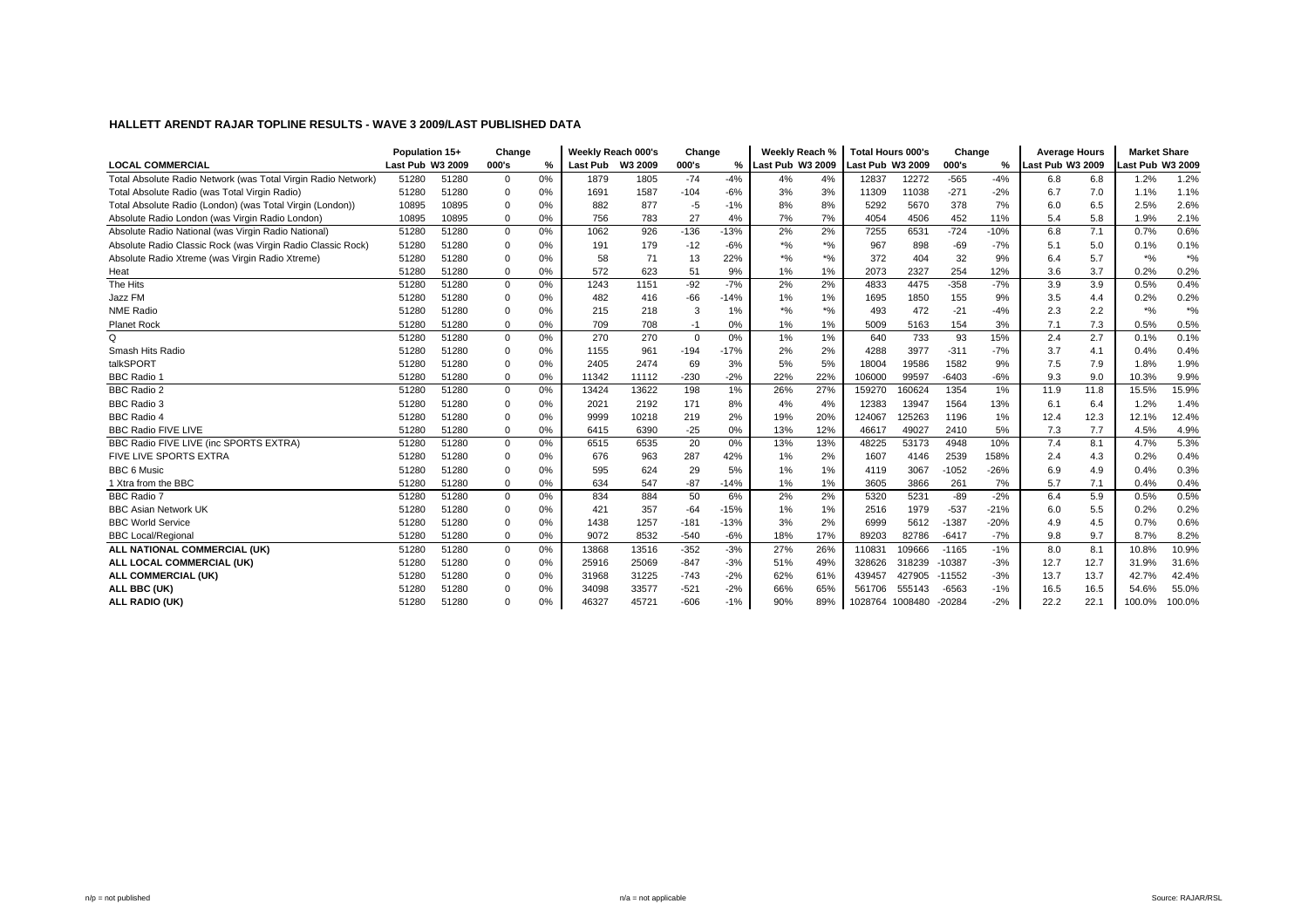## HALLETT ARENDT RAJAR TOPLINE RESULTS - WAVE 3 2009/LAST PUBLISHED DATA

| | Population 15+ | | Change | | Weekly Reach 000's | | Change | | Weekly Reach % | | Total Hours 000's | | Change | | Average Hours | | Market Share | |
|---|---|---|---|---|---|---|---|---|---|---|---|---|---|---|---|---|---|---|
| LOCAL COMMERCIAL | Last Pub | W3 2009 | 000's | % | Last Pub | W3 2009 | 000's | % | Last Pub | W3 2009 | Last Pub | W3 2009 | 000's | % | Last Pub | W3 2009 | Last Pub | W3 2009 |
| Total Absolute Radio Network (was Total Virgin Radio Network) | 51280 | 51280 | 0 | 0% | 1879 | 1805 | -74 | -4% | 4% | 4% | 12837 | 12272 | -565 | -4% | 6.8 | 6.8 | 1.2% | 1.2% |
| Total Absolute Radio (was Total Virgin Radio) | 51280 | 51280 | 0 | 0% | 1691 | 1587 | -104 | -6% | 3% | 3% | 11309 | 11038 | -271 | -2% | 6.7 | 7.0 | 1.1% | 1.1% |
| Total Absolute Radio (London) (was Total Virgin (London)) | 10895 | 10895 | 0 | 0% | 882 | 877 | -5 | -1% | 8% | 8% | 5292 | 5670 | 378 | 7% | 6.0 | 6.5 | 2.5% | 2.6% |
| Absolute Radio London (was Virgin Radio London) | 10895 | 10895 | 0 | 0% | 756 | 783 | 27 | 4% | 7% | 7% | 4054 | 4506 | 452 | 11% | 5.4 | 5.8 | 1.9% | 2.1% |
| Absolute Radio National (was Virgin Radio National) | 51280 | 51280 | 0 | 0% | 1062 | 926 | -136 | -13% | 2% | 2% | 7255 | 6531 | -724 | -10% | 6.8 | 7.1 | 0.7% | 0.6% |
| Absolute Radio Classic Rock (was Virgin Radio Classic Rock) | 51280 | 51280 | 0 | 0% | 191 | 179 | -12 | -6% | *% | *% | 967 | 898 | -69 | -7% | 5.1 | 5.0 | 0.1% | 0.1% |
| Absolute Radio Xtreme (was Virgin Radio Xtreme) | 51280 | 51280 | 0 | 0% | 58 | 71 | 13 | 22% | *% | *% | 372 | 404 | 32 | 9% | 6.4 | 5.7 | *% | *% |
| Heat | 51280 | 51280 | 0 | 0% | 572 | 623 | 51 | 9% | 1% | 1% | 2073 | 2327 | 254 | 12% | 3.6 | 3.7 | 0.2% | 0.2% |
| The Hits | 51280 | 51280 | 0 | 0% | 1243 | 1151 | -92 | -7% | 2% | 2% | 4833 | 4475 | -358 | -7% | 3.9 | 3.9 | 0.5% | 0.4% |
| Jazz FM | 51280 | 51280 | 0 | 0% | 482 | 416 | -66 | -14% | 1% | 1% | 1695 | 1850 | 155 | 9% | 3.5 | 4.4 | 0.2% | 0.2% |
| NME Radio | 51280 | 51280 | 0 | 0% | 215 | 218 | 3 | 1% | *% | *% | 493 | 472 | -21 | -4% | 2.3 | 2.2 | *% | *% |
| Planet Rock | 51280 | 51280 | 0 | 0% | 709 | 708 | -1 | 0% | 1% | 1% | 5009 | 5163 | 154 | 3% | 7.1 | 7.3 | 0.5% | 0.5% |
| Q | 51280 | 51280 | 0 | 0% | 270 | 270 | 0 | 0% | 1% | 1% | 640 | 733 | 93 | 15% | 2.4 | 2.7 | 0.1% | 0.1% |
| Smash Hits Radio | 51280 | 51280 | 0 | 0% | 1155 | 961 | -194 | -17% | 2% | 2% | 4288 | 3977 | -311 | -7% | 3.7 | 4.1 | 0.4% | 0.4% |
| talkSPORT | 51280 | 51280 | 0 | 0% | 2405 | 2474 | 69 | 3% | 5% | 5% | 18004 | 19586 | 1582 | 9% | 7.5 | 7.9 | 1.8% | 1.9% |
| BBC Radio 1 | 51280 | 51280 | 0 | 0% | 11342 | 11112 | -230 | -2% | 22% | 22% | 106000 | 99597 | -6403 | -6% | 9.3 | 9.0 | 10.3% | 9.9% |
| BBC Radio 2 | 51280 | 51280 | 0 | 0% | 13424 | 13622 | 198 | 1% | 26% | 27% | 159270 | 160624 | 1354 | 1% | 11.9 | 11.8 | 15.5% | 15.9% |
| BBC Radio 3 | 51280 | 51280 | 0 | 0% | 2021 | 2192 | 171 | 8% | 4% | 4% | 12383 | 13947 | 1564 | 13% | 6.1 | 6.4 | 1.2% | 1.4% |
| BBC Radio 4 | 51280 | 51280 | 0 | 0% | 9999 | 10218 | 219 | 2% | 19% | 20% | 124067 | 125263 | 1196 | 1% | 12.4 | 12.3 | 12.1% | 12.4% |
| BBC Radio FIVE LIVE | 51280 | 51280 | 0 | 0% | 6415 | 6390 | -25 | 0% | 13% | 12% | 46617 | 49027 | 2410 | 5% | 7.3 | 7.7 | 4.5% | 4.9% |
| BBC Radio FIVE LIVE (inc SPORTS EXTRA) | 51280 | 51280 | 0 | 0% | 6515 | 6535 | 20 | 0% | 13% | 13% | 48225 | 53173 | 4948 | 10% | 7.4 | 8.1 | 4.7% | 5.3% |
| FIVE LIVE SPORTS EXTRA | 51280 | 51280 | 0 | 0% | 676 | 963 | 287 | 42% | 1% | 2% | 1607 | 4146 | 2539 | 158% | 2.4 | 4.3 | 0.2% | 0.4% |
| BBC 6 Music | 51280 | 51280 | 0 | 0% | 595 | 624 | 29 | 5% | 1% | 1% | 4119 | 3067 | -1052 | -26% | 6.9 | 4.9 | 0.4% | 0.3% |
| 1 Xtra from the BBC | 51280 | 51280 | 0 | 0% | 634 | 547 | -87 | -14% | 1% | 1% | 3605 | 3866 | 261 | 7% | 5.7 | 7.1 | 0.4% | 0.4% |
| BBC Radio 7 | 51280 | 51280 | 0 | 0% | 834 | 884 | 50 | 6% | 2% | 2% | 5320 | 5231 | -89 | -2% | 6.4 | 5.9 | 0.5% | 0.5% |
| BBC Asian Network UK | 51280 | 51280 | 0 | 0% | 421 | 357 | -64 | -15% | 1% | 1% | 2516 | 1979 | -537 | -21% | 6.0 | 5.5 | 0.2% | 0.2% |
| BBC World Service | 51280 | 51280 | 0 | 0% | 1438 | 1257 | -181 | -13% | 3% | 2% | 6999 | 5612 | -1387 | -20% | 4.9 | 4.5 | 0.7% | 0.6% |
| BBC Local/Regional | 51280 | 51280 | 0 | 0% | 9072 | 8532 | -540 | -6% | 18% | 17% | 89203 | 82786 | -6417 | -7% | 9.8 | 9.7 | 8.7% | 8.2% |
| **ALL NATIONAL COMMERCIAL (UK)** | 51280 | 51280 | 0 | 0% | 13868 | 13516 | -352 | -3% | 27% | 26% | 110831 | 109666 | -1165 | -1% | 8.0 | 8.1 | 10.8% | 10.9% |
| **ALL LOCAL COMMERCIAL (UK)** | 51280 | 51280 | 0 | 0% | 25916 | 25069 | -847 | -3% | 51% | 49% | 328626 | 318239 | -10387 | -3% | 12.7 | 12.7 | 31.9% | 31.6% |
| **ALL COMMERCIAL (UK)** | 51280 | 51280 | 0 | 0% | 31968 | 31225 | -743 | -2% | 62% | 61% | 439457 | 427905 | -11552 | -3% | 13.7 | 13.7 | 42.7% | 42.4% |
| **ALL BBC (UK)** | 51280 | 51280 | 0 | 0% | 34098 | 33577 | -521 | -2% | 66% | 65% | 561706 | 555143 | -6563 | -1% | 16.5 | 16.5 | 54.6% | 55.0% |
| **ALL RADIO (UK)** | 51280 | 51280 | 0 | 0% | 46327 | 45721 | -606 | -1% | 90% | 89% | 1028764 | 1008480 | -20284 | -2% | 22.2 | 22.1 | 100.0% | 100.0% |

n/p = not published    n/a = not applicable    Source: RAJAR/RSL